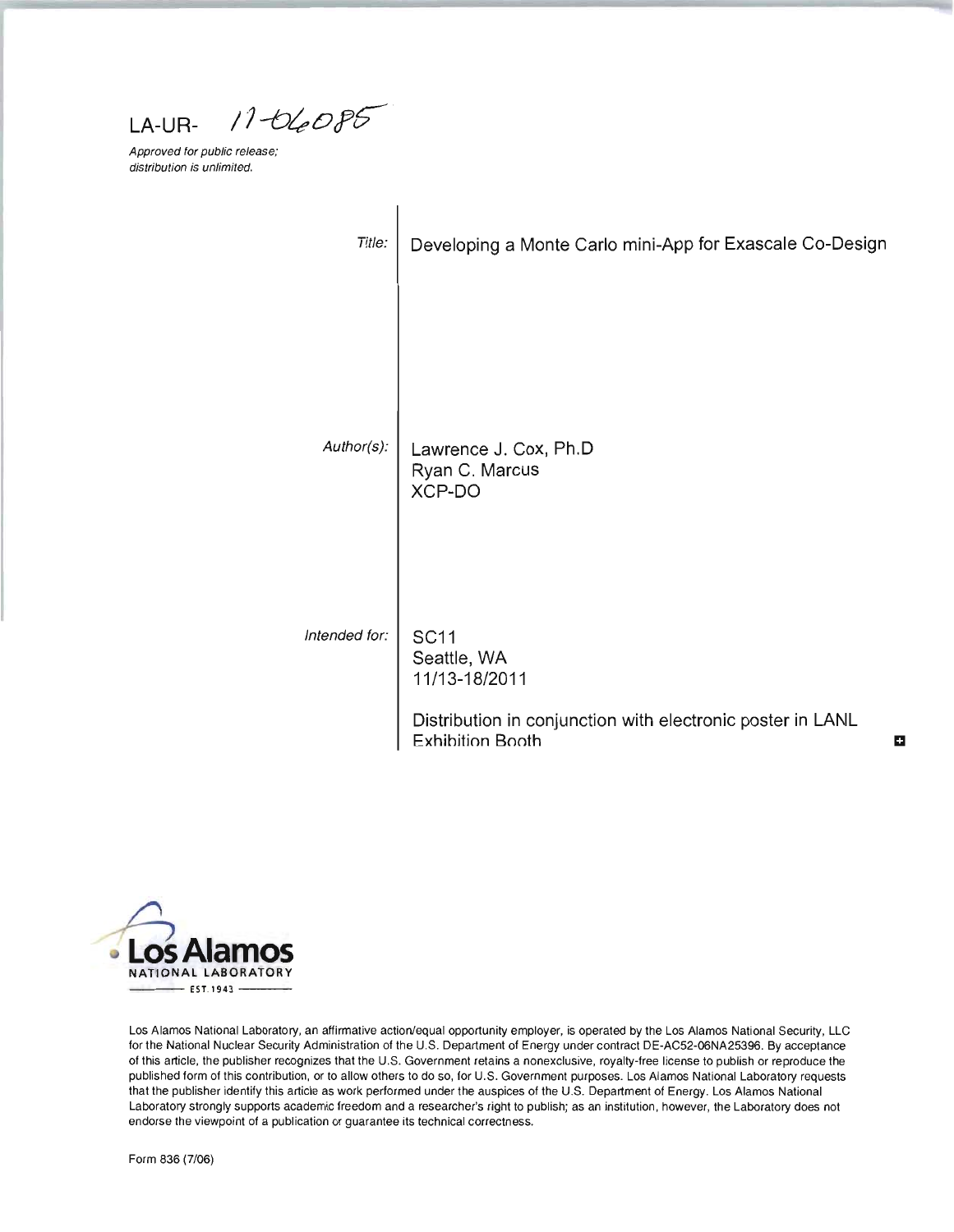LA-UR- 11-06085

*Approved for public release; distribution is unlimited.*

*Title:* Developing a Monte Carlo mini-App for Exascale Co-Design

*Author(s):* Lawrence J. Cox, Ph.D
Ryan C. Marcus
XCP-DO

*Intended for:* SC11
Seattle, WA
11/13-18/2011

Distribution in conjunction with electronic poster in LANL Exhibition Booth

Los Alamos NATIONAL LABORATORY EST. 1943

Los Alamos National Laboratory, an affirmative action/equal opportunity employer, is operated by the Los Alamos National Security, LLC for the National Nuclear Security Administration of the U.S. Department of Energy under contract DE-AC52-06NA25396. By acceptance of this article, the publisher recognizes that the U.S. Government retains a nonexclusive, royalty-free license to publish or reproduce the published form of this contribution, or to allow others to do so, for U.S. Government purposes. Los Alamos National Laboratory requests that the publisher identify this article as work performed under the auspices of the U.S. Department of Energy. Los Alamos National Laboratory strongly supports academic freedom and a researcher's right to publish; as an institution, however, the Laboratory does not endorse the viewpoint of a publication or guarantee its technical correctness.

Form 836 (7/06)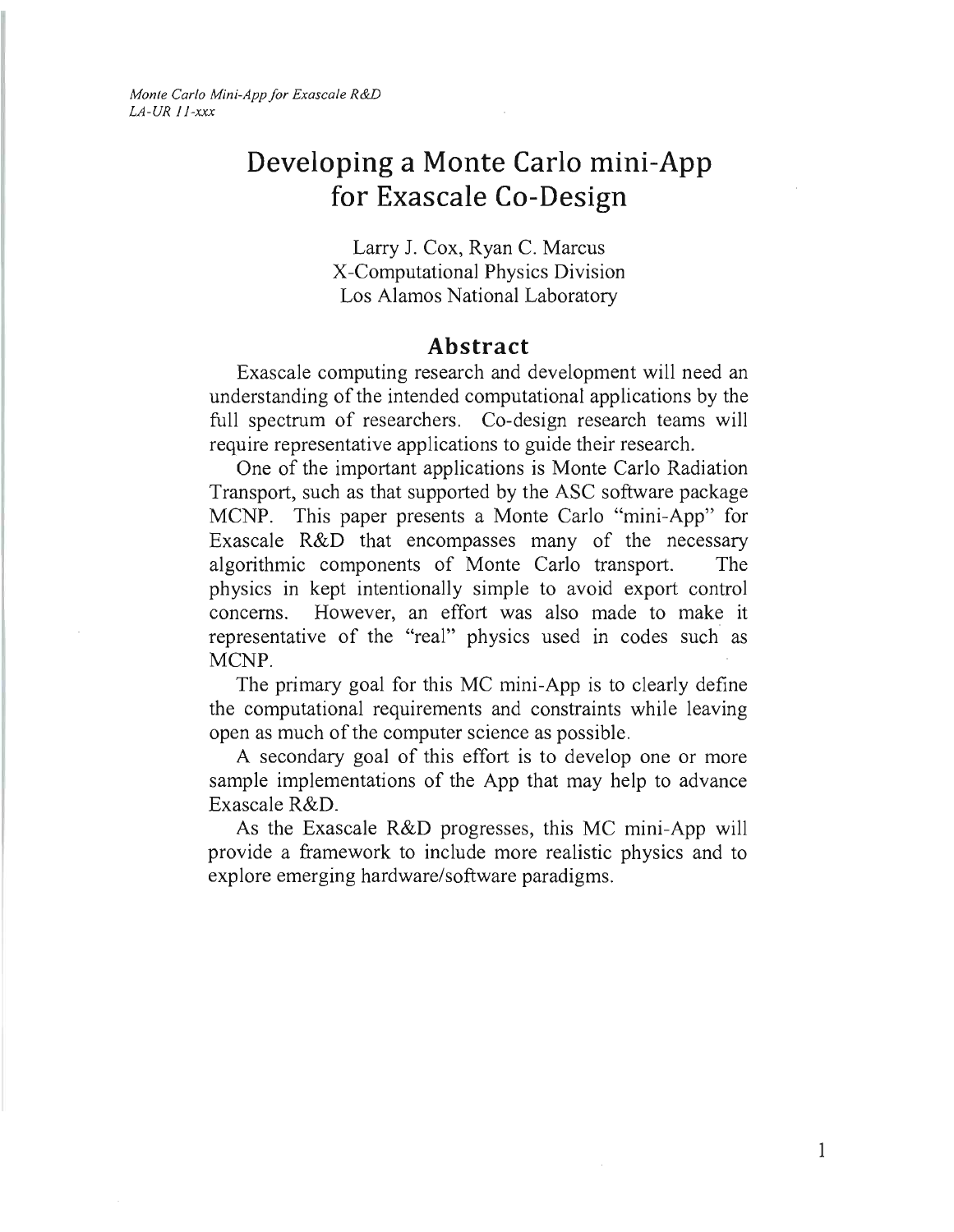# Developing a Monte Carlo mini-App for Exascale Co-Design

Larry J. Cox, Ryan C. Marcus
X-Computational Physics Division
Los Alamos National Laboratory

## Abstract

Exascale computing research and development will need an understanding of the intended computational applications by the full spectrum of researchers. Co-design research teams will require representative applications to guide their research.

One of the important applications is Monte Carlo Radiation Transport, such as that supported by the ASC software package MCNP. This paper presents a Monte Carlo "mini-App" for Exascale R&D that encompasses many of the necessary algorithmic components of Monte Carlo transport. The physics in kept intentionally simple to avoid export control concerns. However, an effort was also made to make it representative of the "real" physics used in codes such as MCNP.

The primary goal for this MC mini-App is to clearly define the computational requirements and constraints while leaving open as much of the computer science as possible.

A secondary goal of this effort is to develop one or more sample implementations of the App that may help to advance Exascale R&D.

As the Exascale R&D progresses, this MC mini-App will provide a framework to include more realistic physics and to explore emerging hardware/software paradigms.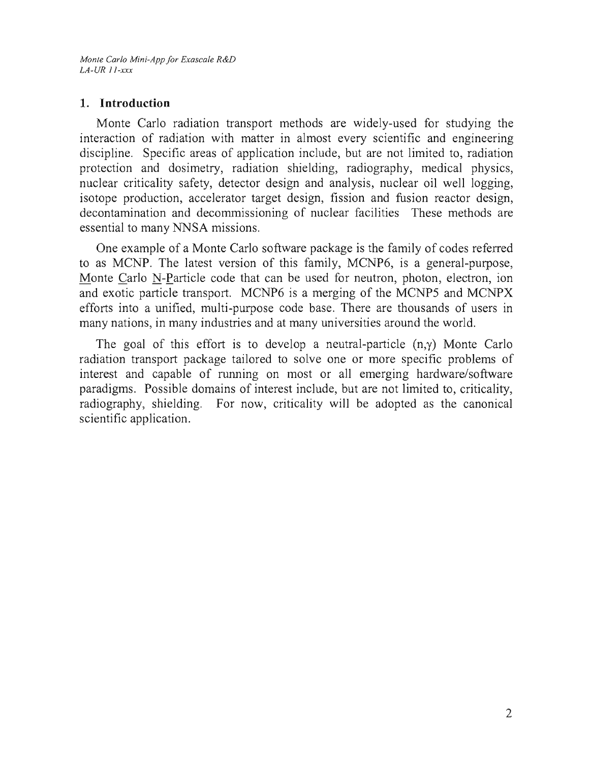## 1. Introduction

Monte Carlo radiation transport methods are widely-used for studying the interaction of radiation with matter in almost every scientific and engineering discipline. Specific areas of application include, but are not limited to, radiation protection and dosimetry, radiation shielding, radiography, medical physics, nuclear criticality safety, detector design and analysis, nuclear oil well logging, isotope production, accelerator target design, fission and fusion reactor design, decontamination and decommissioning of nuclear facilities These methods are essential to many NNSA missions.

One example of a Monte Carlo software package is the family of codes referred to as MCNP. The latest version of this family, MCNP6, is a general-purpose, Monte Carlo N-Particle code that can be used for neutron, photon, electron, ion and exotic particle transport. MCNP6 is a merging of the MCNP5 and MCNPX efforts into a unified, multi-purpose code base. There are thousands of users in many nations, in many industries and at many universities around the world.

The goal of this effort is to develop a neutral-particle $(n,\gamma)$ Monte Carlo radiation transport package tailored to solve one or more specific problems of interest and capable of running on most or all emerging hardware/software paradigms. Possible domains of interest include, but are not limited to, criticality, radiography, shielding. For now, criticality will be adopted as the canonical scientific application.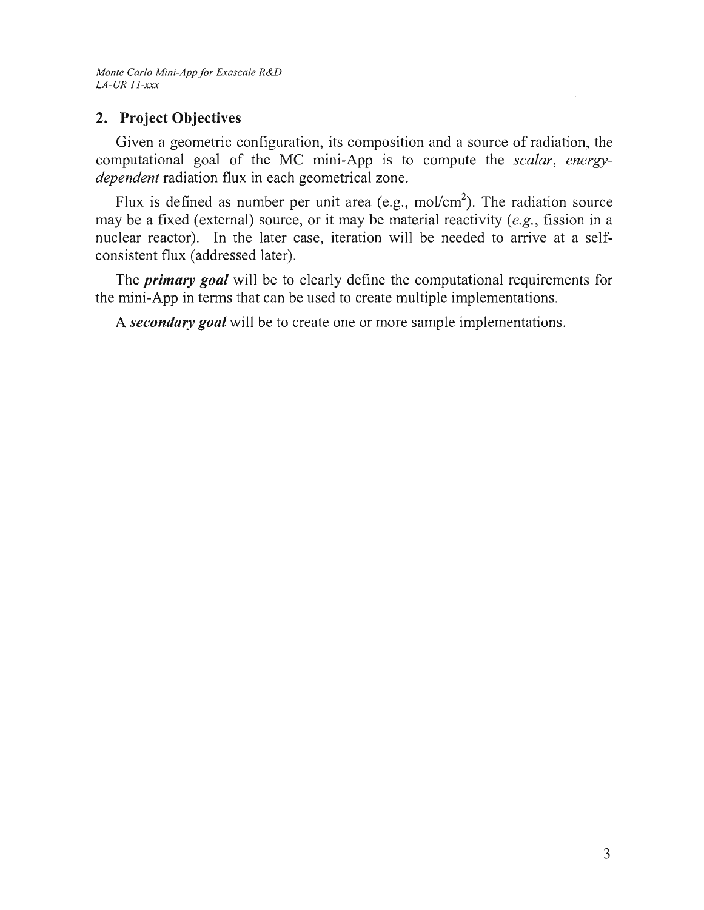## 2. Project Objectives

Given a geometric configuration, its composition and a source of radiation, the computational goal of the MC mini-App is to compute the *scalar*, *energy-dependent* radiation flux in each geometrical zone.

Flux is defined as number per unit area (e.g., mol/$cm^2$). The radiation source may be a fixed (external) source, or it may be material reactivity (*e.g.*, fission in a nuclear reactor). In the later case, iteration will be needed to arrive at a self-consistent flux (addressed later).

The ***primary goal*** will be to clearly define the computational requirements for the mini-App in terms that can be used to create multiple implementations.

A ***secondary goal*** will be to create one or more sample implementations.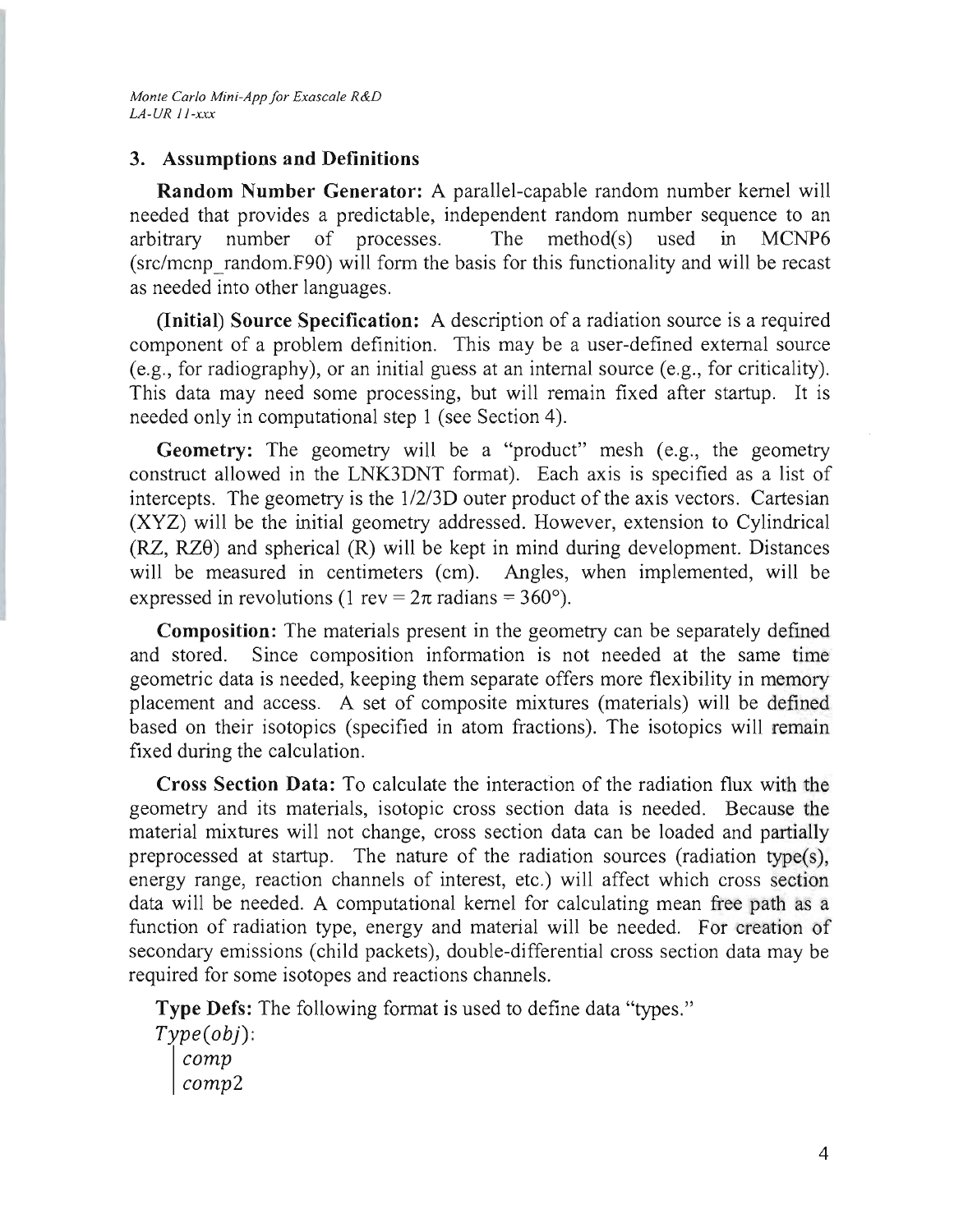## 3. Assumptions and Definitions

**Random Number Generator:** A parallel-capable random number kernel will needed that provides a predictable, independent random number sequence to an arbitrary number of processes. The method(s) used in MCNP6 (src/mcnp_random.F90) will form the basis for this functionality and will be recast as needed into other languages.

**(Initial) Source Specification:** A description of a radiation source is a required component of a problem definition. This may be a user-defined external source (e.g., for radiography), or an initial guess at an internal source (e.g., for criticality). This data may need some processing, but will remain fixed after startup. It is needed only in computational step 1 (see Section 4).

**Geometry:** The geometry will be a "product" mesh (e.g., the geometry construct allowed in the LNK3DNT format). Each axis is specified as a list of intercepts. The geometry is the 1/2/3D outer product of the axis vectors. Cartesian (XYZ) will be the initial geometry addressed. However, extension to Cylindrical (RZ, RZθ) and spherical (R) will be kept in mind during development. Distances will be measured in centimeters (cm). Angles, when implemented, will be expressed in revolutions (1 rev = $2\pi$ radians = 360°).

**Composition:** The materials present in the geometry can be separately defined and stored. Since composition information is not needed at the same time geometric data is needed, keeping them separate offers more flexibility in memory placement and access. A set of composite mixtures (materials) will be defined based on their isotopics (specified in atom fractions). The isotopics will remain fixed during the calculation.

**Cross Section Data:** To calculate the interaction of the radiation flux with the geometry and its materials, isotopic cross section data is needed. Because the material mixtures will not change, cross section data can be loaded and partially preprocessed at startup. The nature of the radiation sources (radiation type(s), energy range, reaction channels of interest, etc.) will affect which cross section data will be needed. A computational kernel for calculating mean free path as a function of radiation type, energy and material will be needed. For creation of secondary emissions (child packets), double-differential cross section data may be required for some isotopes and reactions channels.

**Type Defs:** The following format is used to define data "types."

$Type(obj)$:
  | $comp$
  | $comp2$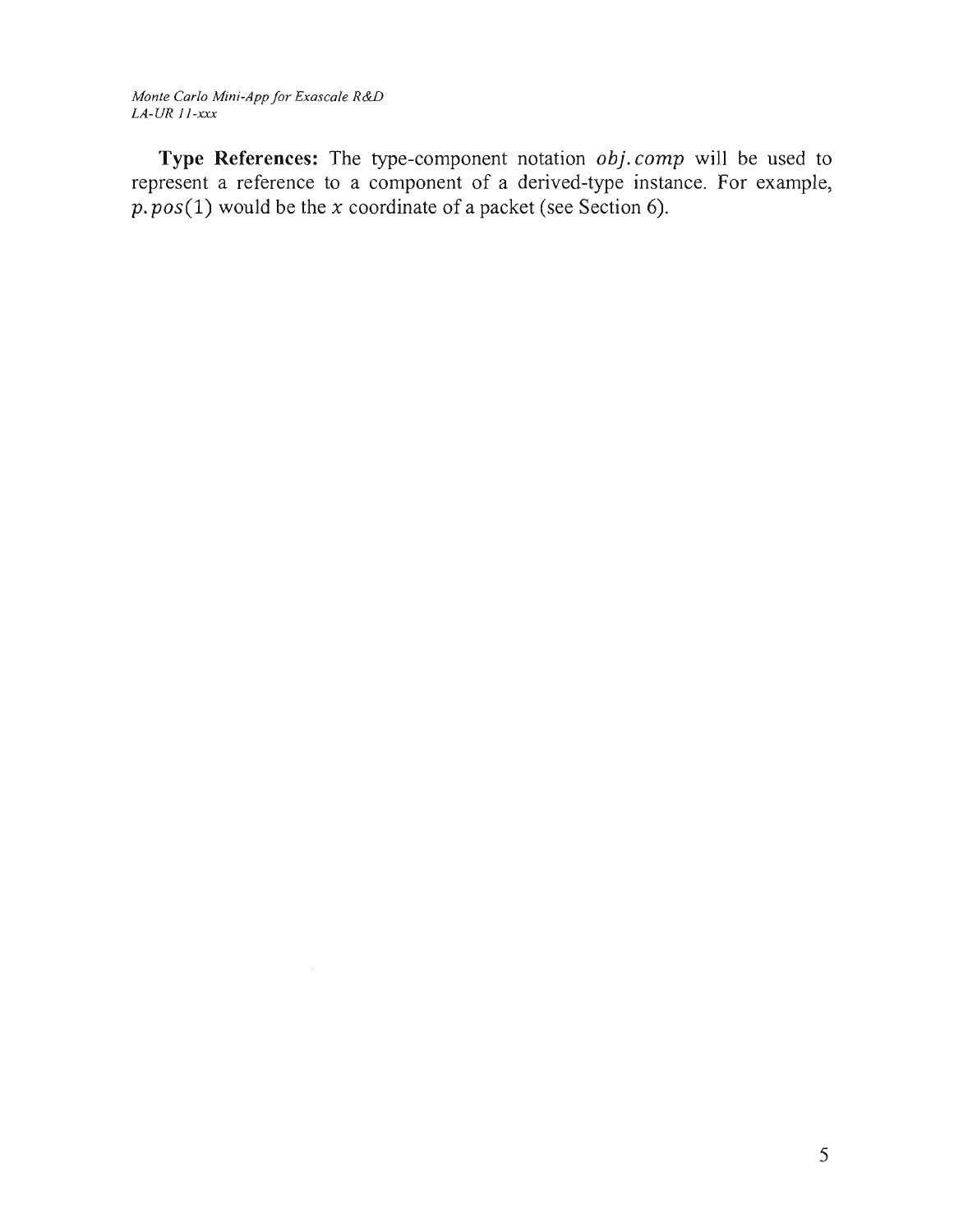**Type References:** The type-component notation $obj.comp$ will be used to represent a reference to a component of a derived-type instance. For example, $p.pos(1)$ would be the $x$ coordinate of a packet (see Section 6).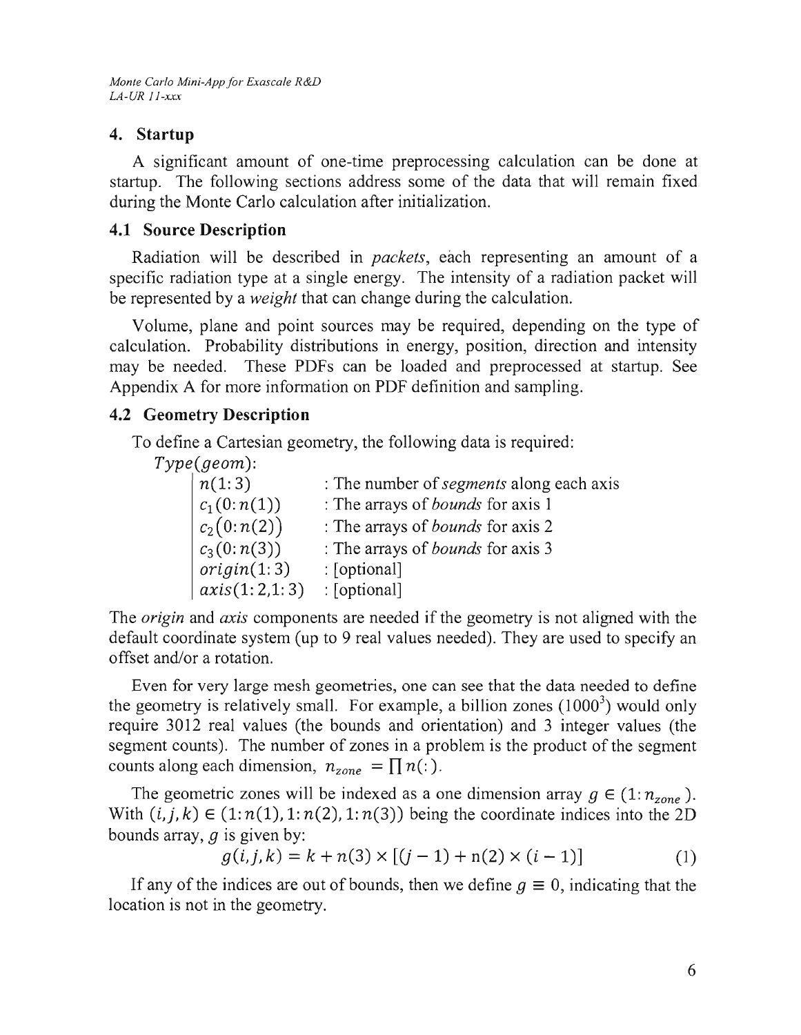## 4. Startup

A significant amount of one-time preprocessing calculation can be done at startup. The following sections address some of the data that will remain fixed during the Monte Carlo calculation after initialization.

### 4.1 Source Description

Radiation will be described in *packets*, each representing an amount of a specific radiation type at a single energy. The intensity of a radiation packet will be represented by a *weight* that can change during the calculation.

Volume, plane and point sources may be required, depending on the type of calculation. Probability distributions in energy, position, direction and intensity may be needed. These PDFs can be loaded and preprocessed at startup. See Appendix A for more information on PDF definition and sampling.

### 4.2 Geometry Description

To define a Cartesian geometry, the following data is required:

$Type(geom)$:

| | |
|---|---|
| $n(1{:}3)$ | : The number of *segments* along each axis |
| $c_1(0{:}n(1))$ | : The arrays of *bounds* for axis 1 |
| $c_2(0{:}n(2))$ | : The arrays of *bounds* for axis 2 |
| $c_3(0{:}n(3))$ | : The arrays of *bounds* for axis 3 |
| $origin(1{:}3)$ | : [optional] |
| $axis(1{:}2,1{:}3)$ | : [optional] |

The *origin* and *axis* components are needed if the geometry is not aligned with the default coordinate system (up to 9 real values needed). They are used to specify an offset and/or a rotation.

Even for very large mesh geometries, one can see that the data needed to define the geometry is relatively small. For example, a billion zones ($1000^3$) would only require 3012 real values (the bounds and orientation) and 3 integer values (the segment counts). The number of zones in a problem is the product of the segment counts along each dimension, $n_{zone} = \prod n(:)$.

The geometric zones will be indexed as a one dimension array $g \in (1{:}n_{zone})$. With $(i,j,k) \in (1{:}n(1), 1{:}n(2), 1{:}n(3))$ being the coordinate indices into the 2D bounds array, $g$ is given by:

$$g(i,j,k) = k + n(3) \times [(j-1) + n(2) \times (i-1)] \tag{1}$$

If any of the indices are out of bounds, then we define $g \equiv 0$, indicating that the location is not in the geometry.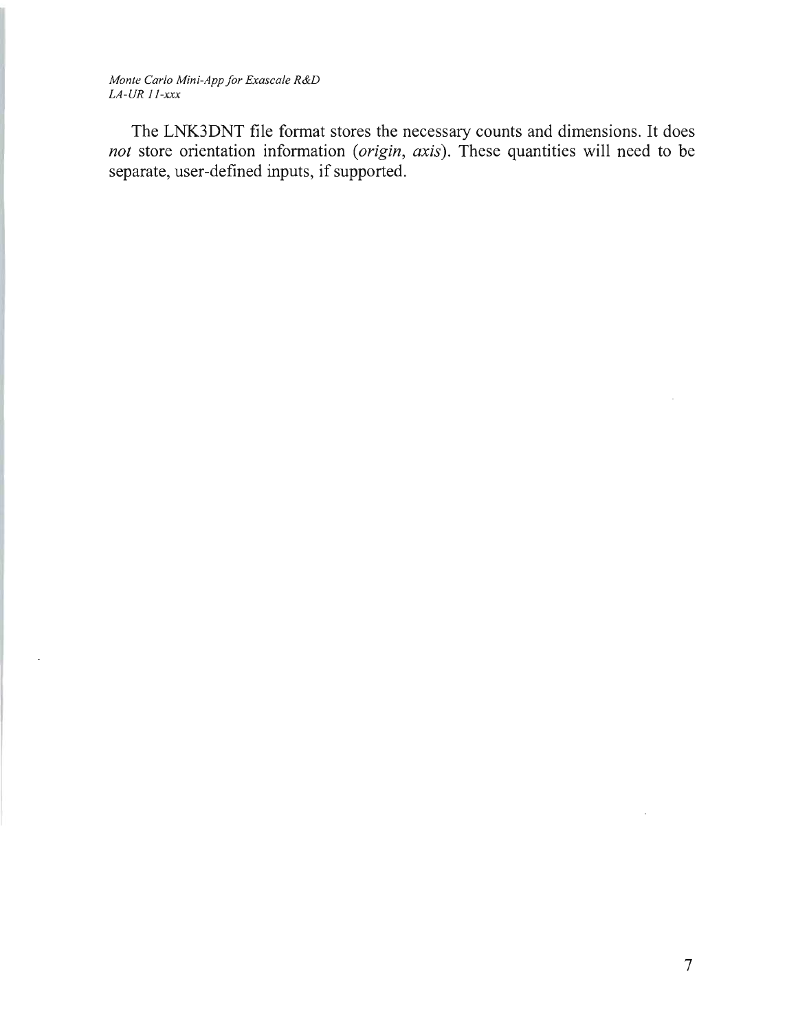The LNK3DNT file format stores the necessary counts and dimensions. It does *not* store orientation information (*origin*, *axis*). These quantities will need to be separate, user-defined inputs, if supported.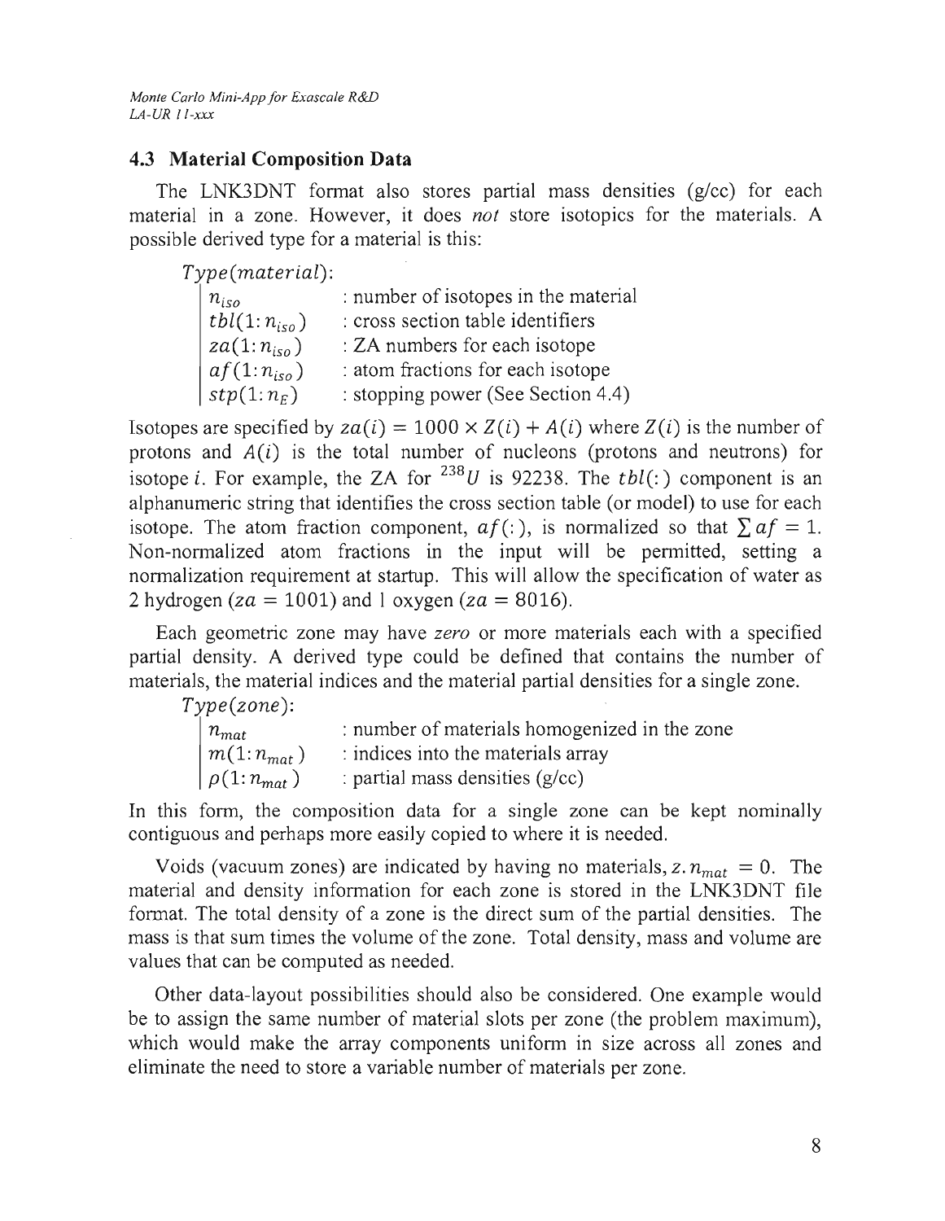### 4.3 Material Composition Data

The LNK3DNT format also stores partial mass densities (g/cc) for each material in a zone. However, it does *not* store isotopics for the materials. A possible derived type for a material is this:

$Type(material)$:

| | |
|---|---|
| $n_{iso}$ | : number of isotopes in the material |
| $tbl(1{:}n_{iso})$ | : cross section table identifiers |
| $za(1{:}n_{iso})$ | : ZA numbers for each isotope |
| $af(1{:}n_{iso})$ | : atom fractions for each isotope |
| $stp(1{:}n_E)$ | : stopping power (See Section 4.4) |

Isotopes are specified by $za(i) = 1000 \times Z(i) + A(i)$ where $Z(i)$ is the number of protons and $A(i)$ is the total number of nucleons (protons and neutrons) for isotope $i$. For example, the ZA for $^{238}U$ is 92238. The $tbl(:)$ component is an alphanumeric string that identifies the cross section table (or model) to use for each isotope. The atom fraction component, $af(:)$, is normalized so that $\sum af = 1$. Non-normalized atom fractions in the input will be permitted, setting a normalization requirement at startup. This will allow the specification of water as 2 hydrogen ($za = 1001$) and 1 oxygen ($za = 8016$).

Each geometric zone may have *zero* or more materials each with a specified partial density. A derived type could be defined that contains the number of materials, the material indices and the material partial densities for a single zone.

$Type(zone)$:

| | |
|---|---|
| $n_{mat}$ | : number of materials homogenized in the zone |
| $m(1{:}n_{mat})$ | : indices into the materials array |
| $\rho(1{:}n_{mat})$ | : partial mass densities (g/cc) |

In this form, the composition data for a single zone can be kept nominally contiguous and perhaps more easily copied to where it is needed.

Voids (vacuum zones) are indicated by having no materials, $z.n_{mat} = 0$. The material and density information for each zone is stored in the LNK3DNT file format. The total density of a zone is the direct sum of the partial densities. The mass is that sum times the volume of the zone. Total density, mass and volume are values that can be computed as needed.

Other data-layout possibilities should also be considered. One example would be to assign the same number of material slots per zone (the problem maximum), which would make the array components uniform in size across all zones and eliminate the need to store a variable number of materials per zone.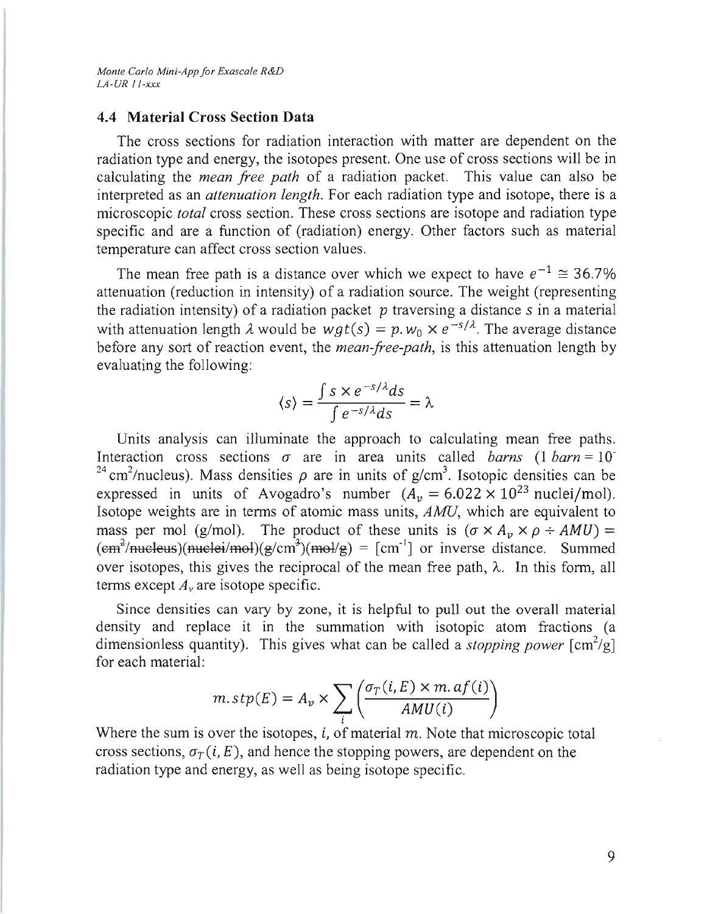### 4.4 Material Cross Section Data

The cross sections for radiation interaction with matter are dependent on the radiation type and energy, the isotopes present. One use of cross sections will be in calculating the *mean free path* of a radiation packet. This value can also be interpreted as an *attenuation length*. For each radiation type and isotope, there is a microscopic *total* cross section. These cross sections are isotope and radiation type specific and are a function of (radiation) energy. Other factors such as material temperature can affect cross section values.

The mean free path is a distance over which we expect to have $e^{-1} \cong 36.7\%$ attenuation (reduction in intensity) of a radiation source. The weight (representing the radiation intensity) of a radiation packet $p$ traversing a distance $s$ in a material with attenuation length $\lambda$ would be $wgt(s) = p.w_0 \times e^{-s/\lambda}$. The average distance before any sort of reaction event, the *mean-free-path*, is this attenuation length by evaluating the following:

$$\langle s \rangle = \frac{\int s \times e^{-s/\lambda} ds}{\int e^{-s/\lambda} ds} = \lambda$$

Units analysis can illuminate the approach to calculating mean free paths. Interaction cross sections $\sigma$ are in area units called *barns* (1 *barn* = $10^{-24}$ cm$^2$/nucleus). Mass densities $\rho$ are in units of g/cm$^3$. Isotopic densities can be expressed in units of Avogadro's number ($A_v = 6.022 \times 10^{23}$ nuclei/mol). Isotope weights are in terms of atomic mass units, *AMU*, which are equivalent to mass per mol (g/mol). The product of these units is $(\sigma \times A_v \times \rho \div AMU) =$ (~~cm~~$^2$/~~nucleus~~)(~~nuclei/mol~~)(~~g~~/cm$^3$)(~~mol/g~~) = [cm$^{-1}$] or inverse distance. Summed over isotopes, this gives the reciprocal of the mean free path, $\lambda$. In this form, all terms except $A_v$ are isotope specific.

Since densities can vary by zone, it is helpful to pull out the overall material density and replace it in the summation with isotopic atom fractions (a dimensionless quantity). This gives what can be called a *stopping power* [cm$^2$/g] for each material:

$$m.stp(E) = A_v \times \sum_i \left( \frac{\sigma_T(i,E) \times m.af(i)}{AMU(i)} \right)$$

Where the sum is over the isotopes, $i$, of material $m$. Note that microscopic total cross sections, $\sigma_T(i,E)$, and hence the stopping powers, are dependent on the radiation type and energy, as well as being isotope specific.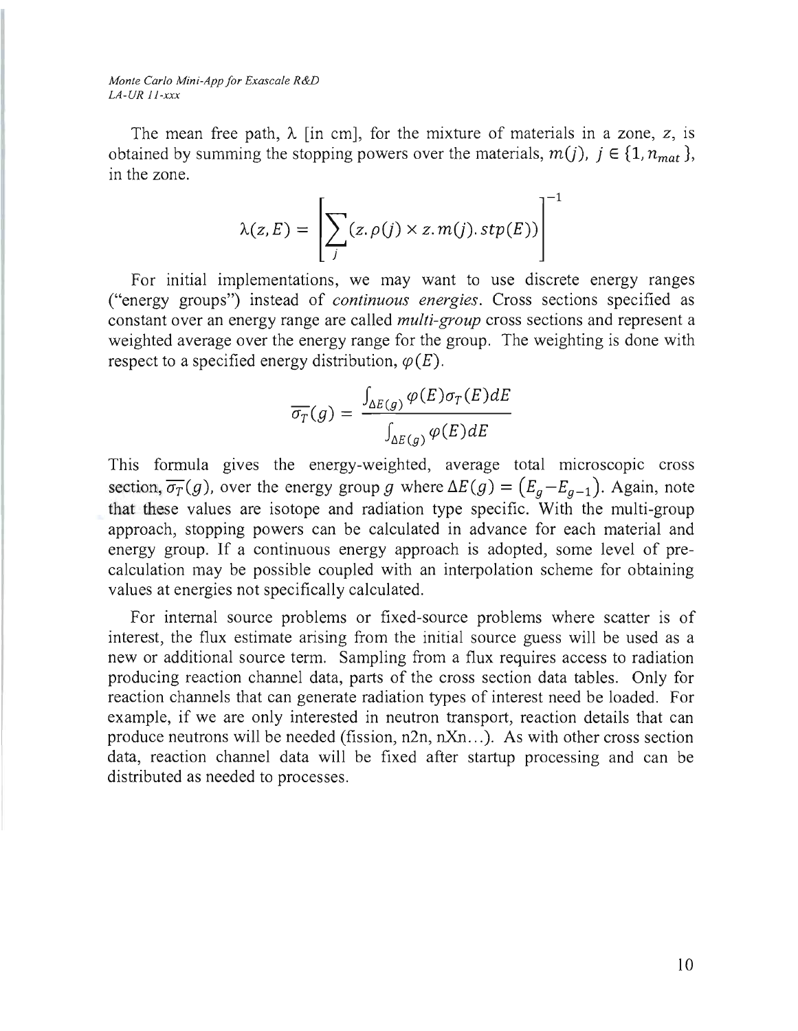The mean free path, λ [in cm], for the mixture of materials in a zone, $z$, is obtained by summing the stopping powers over the materials, $m(j)$, $j \in \{1, n_{mat}\}$, in the zone.

$$\lambda(z, E) = \left[ \sum_j (z.\rho(j) \times z.m(j).stp(E)) \right]^{-1}$$

For initial implementations, we may want to use discrete energy ranges ("energy groups") instead of *continuous energies*. Cross sections specified as constant over an energy range are called *multi-group* cross sections and represent a weighted average over the energy range for the group. The weighting is done with respect to a specified energy distribution, $\varphi(E)$.

$$\overline{\sigma_T}(g) = \frac{\int_{\Delta E(g)} \varphi(E)\sigma_T(E)dE}{\int_{\Delta E(g)} \varphi(E)dE}$$

This formula gives the energy-weighted, average total microscopic cross section, $\overline{\sigma_T}(g)$, over the energy group $g$ where $\Delta E(g) = (E_g - E_{g-1})$. Again, note that these values are isotope and radiation type specific. With the multi-group approach, stopping powers can be calculated in advance for each material and energy group. If a continuous energy approach is adopted, some level of pre-calculation may be possible coupled with an interpolation scheme for obtaining values at energies not specifically calculated.

For internal source problems or fixed-source problems where scatter is of interest, the flux estimate arising from the initial source guess will be used as a new or additional source term. Sampling from a flux requires access to radiation producing reaction channel data, parts of the cross section data tables. Only for reaction channels that can generate radiation types of interest need be loaded. For example, if we are only interested in neutron transport, reaction details that can produce neutrons will be needed (fission, n2n, nXn…). As with other cross section data, reaction channel data will be fixed after startup processing and can be distributed as needed to processes.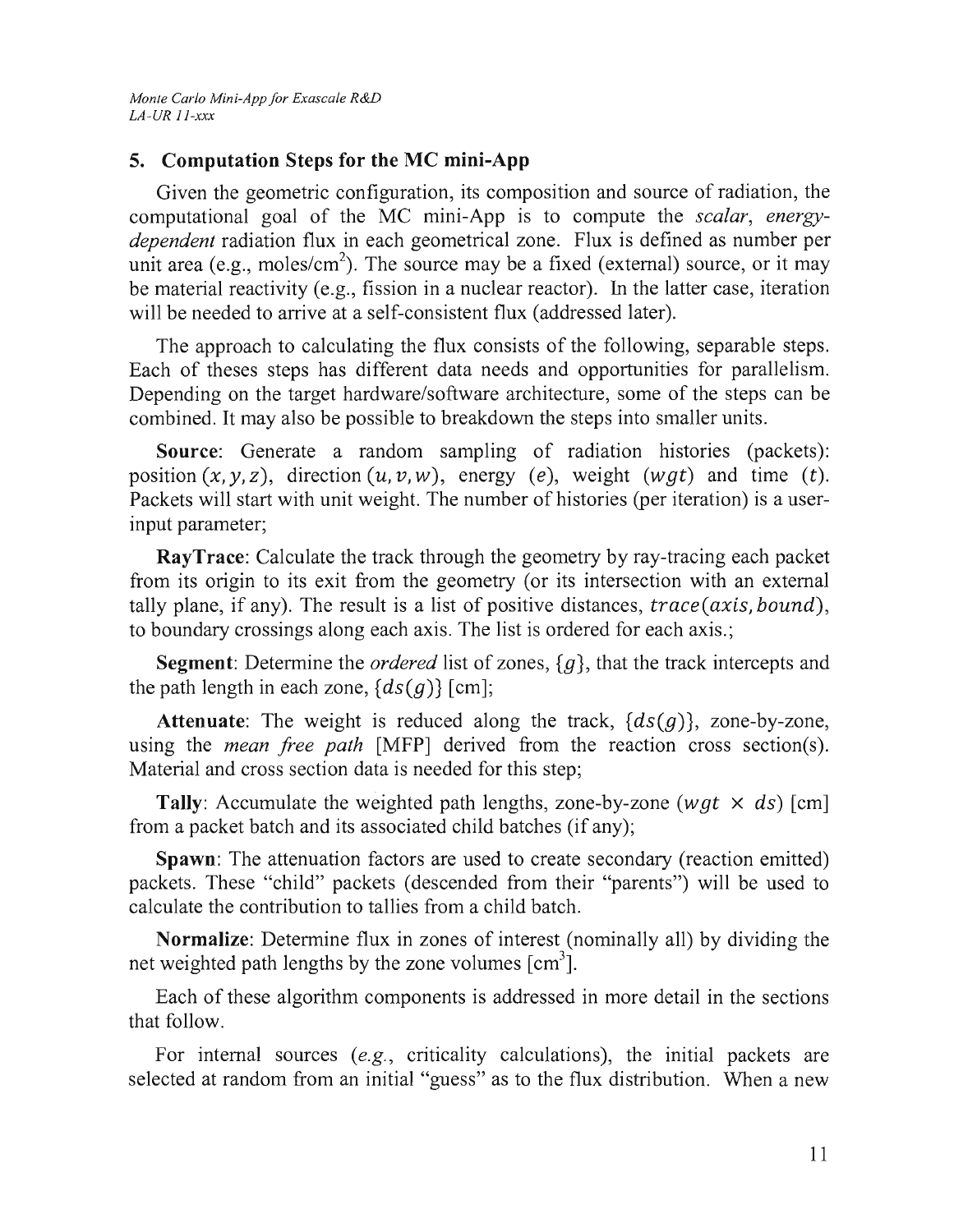## 5. Computation Steps for the MC mini-App

Given the geometric configuration, its composition and source of radiation, the computational goal of the MC mini-App is to compute the *scalar*, *energy-dependent* radiation flux in each geometrical zone. Flux is defined as number per unit area (e.g., moles/cm$^2$). The source may be a fixed (external) source, or it may be material reactivity (e.g., fission in a nuclear reactor). In the latter case, iteration will be needed to arrive at a self-consistent flux (addressed later).

The approach to calculating the flux consists of the following, separable steps. Each of theses steps has different data needs and opportunities for parallelism. Depending on the target hardware/software architecture, some of the steps can be combined. It may also be possible to breakdown the steps into smaller units.

**Source**: Generate a random sampling of radiation histories (packets): position $(x, y, z)$, direction $(u, v, w)$, energy $(e)$, weight $(wgt)$ and time $(t)$. Packets will start with unit weight. The number of histories (per iteration) is a user-input parameter;

**RayTrace**: Calculate the track through the geometry by ray-tracing each packet from its origin to its exit from the geometry (or its intersection with an external tally plane, if any). The result is a list of positive distances, $trace(axis, bound)$, to boundary crossings along each axis. The list is ordered for each axis.;

**Segment**: Determine the *ordered* list of zones, $\{g\}$, that the track intercepts and the path length in each zone, $\{ds(g)\}$ [cm];

**Attenuate**: The weight is reduced along the track, $\{ds(g)\}$, zone-by-zone, using the *mean free path* [MFP] derived from the reaction cross section(s). Material and cross section data is needed for this step;

**Tally**: Accumulate the weighted path lengths, zone-by-zone ($wgt \times ds$) [cm] from a packet batch and its associated child batches (if any);

**Spawn**: The attenuation factors are used to create secondary (reaction emitted) packets. These "child" packets (descended from their "parents") will be used to calculate the contribution to tallies from a child batch.

**Normalize**: Determine flux in zones of interest (nominally all) by dividing the net weighted path lengths by the zone volumes [cm$^3$].

Each of these algorithm components is addressed in more detail in the sections that follow.

For internal sources (*e.g.*, criticality calculations), the initial packets are selected at random from an initial "guess" as to the flux distribution. When a new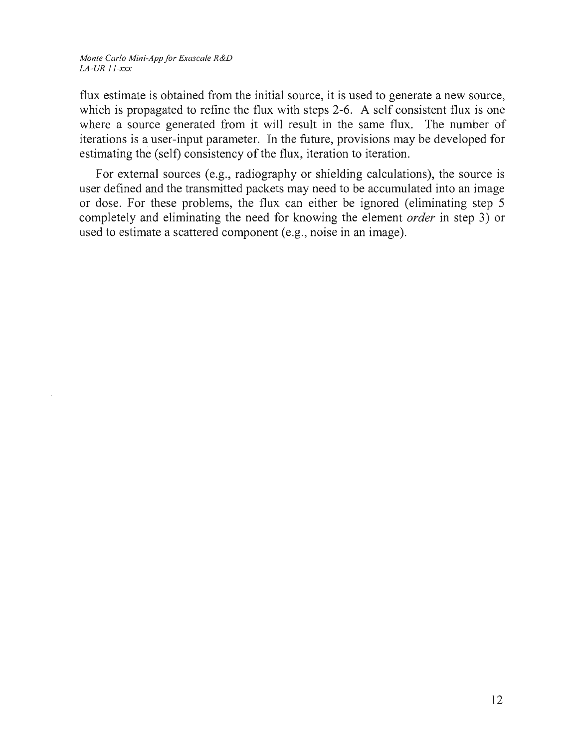flux estimate is obtained from the initial source, it is used to generate a new source, which is propagated to refine the flux with steps 2-6. A self consistent flux is one where a source generated from it will result in the same flux. The number of iterations is a user-input parameter. In the future, provisions may be developed for estimating the (self) consistency of the flux, iteration to iteration.

For external sources (e.g., radiography or shielding calculations), the source is user defined and the transmitted packets may need to be accumulated into an image or dose. For these problems, the flux can either be ignored (eliminating step 5 completely and eliminating the need for knowing the element *order* in step 3) or used to estimate a scattered component (e.g., noise in an image).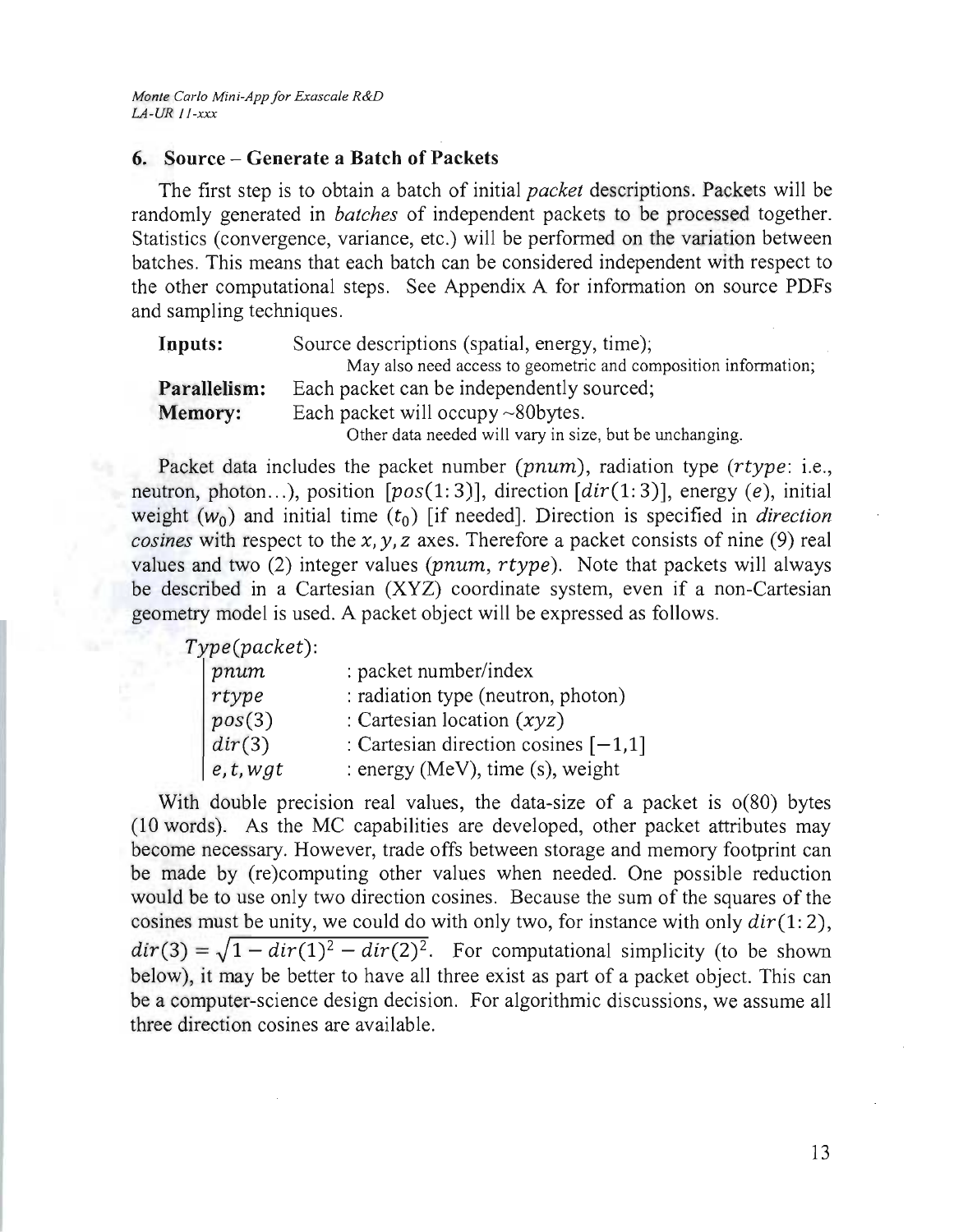## 6. Source – Generate a Batch of Packets

The first step is to obtain a batch of initial *packet* descriptions. Packets will be randomly generated in *batches* of independent packets to be processed together. Statistics (convergence, variance, etc.) will be performed on the variation between batches. This means that each batch can be considered independent with respect to the other computational steps. See Appendix A for information on source PDFs and sampling techniques.

| | |
|---|---|
| **Inputs:** | Source descriptions (spatial, energy, time); May also need access to geometric and composition information; |
| **Parallelism:** | Each packet can be independently sourced; |
| **Memory:** | Each packet will occupy ~80bytes. Other data needed will vary in size, but be unchanging. |

Packet data includes the packet number ($pnum$), radiation type ($rtype$: i.e., neutron, photon...), position [$pos(1{:}3)$], direction [$dir(1{:}3)$], energy ($e$), initial weight ($w_0$) and initial time ($t_0$) [if needed]. Direction is specified in *direction cosines* with respect to the $x, y, z$ axes. Therefore a packet consists of nine (9) real values and two (2) integer values ($pnum$, $rtype$). Note that packets will always be described in a Cartesian (XYZ) coordinate system, even if a non-Cartesian geometry model is used. A packet object will be expressed as follows.

$Type(packet)$:

| | |
|---|---|
| $pnum$ | : packet number/index |
| $rtype$ | : radiation type (neutron, photon) |
| $pos(3)$ | : Cartesian location ($xyz$) |
| $dir(3)$ | : Cartesian direction cosines $[-1,1]$ |
| $e, t, wgt$ | : energy (MeV), time (s), weight |

With double precision real values, the data-size of a packet is o(80) bytes (10 words). As the MC capabilities are developed, other packet attributes may become necessary. However, trade offs between storage and memory footprint can be made by (re)computing other values when needed. One possible reduction would be to use only two direction cosines. Because the sum of the squares of the cosines must be unity, we could do with only two, for instance with only $dir(1{:}2)$, $dir(3) = \sqrt{1 - dir(1)^2 - dir(2)^2}$. For computational simplicity (to be shown below), it may be better to have all three exist as part of a packet object. This can be a computer-science design decision. For algorithmic discussions, we assume all three direction cosines are available.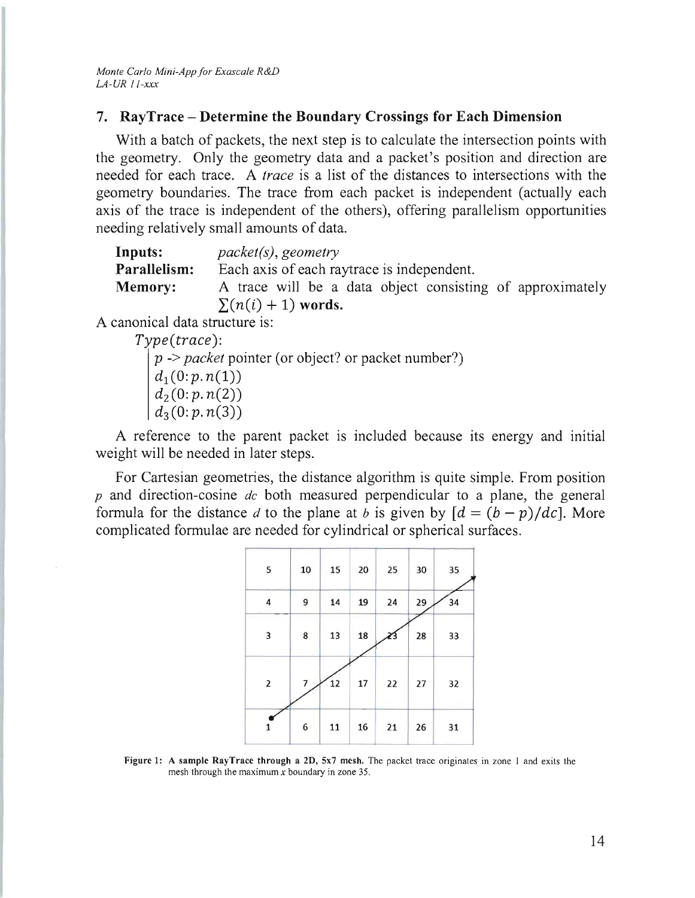## 7. RayTrace – Determine the Boundary Crossings for Each Dimension

With a batch of packets, the next step is to calculate the intersection points with the geometry. Only the geometry data and a packet's position and direction are needed for each trace. A *trace* is a list of the distances to intersections with the geometry boundaries. The trace from each packet is independent (actually each axis of the trace is independent of the others), offering parallelism opportunities needing relatively small amounts of data.

**Inputs:** *packet(s), geometry*

**Parallelism:** Each axis of each raytrace is independent.

**Memory:** A trace will be a data object consisting of approximately $\sum(n(i) + 1)$ **words.**

A canonical data structure is:

$Type(trace)$:

- $p$ -> *packet* pointer (or object? or packet number?)
- $d_1(0{:}\,p.n(1))$
- $d_2(0{:}\,p.n(2))$
- $d_3(0{:}\,p.n(3))$

A reference to the parent packet is included because its energy and initial weight will be needed in later steps.

For Cartesian geometries, the distance algorithm is quite simple. From position *p* and direction-cosine *dc* both measured perpendicular to a plane, the general formula for the distance *d* to the plane at *b* is given by $[d = (b - p)/dc]$. More complicated formulae are needed for cylindrical or spherical surfaces.

| 5 | 10 | 15 | 20 | 25 | 30 | 35 |
|---|---|---|---|---|---|---|
| 4 | 9 | 14 | 19 | 24 | 29 | 34 |
| 3 | 8 | 13 | 18 | 23 | 28 | 33 |
| 2 | 7 | 12 | 17 | 22 | 27 | 32 |
| 1 | 6 | 11 | 16 | 21 | 26 | 31 |

**Figure 1: A sample RayTrace through a 2D, 5x7 mesh.** The packet trace originates in zone 1 and exits the mesh through the maximum *x* boundary in zone 35.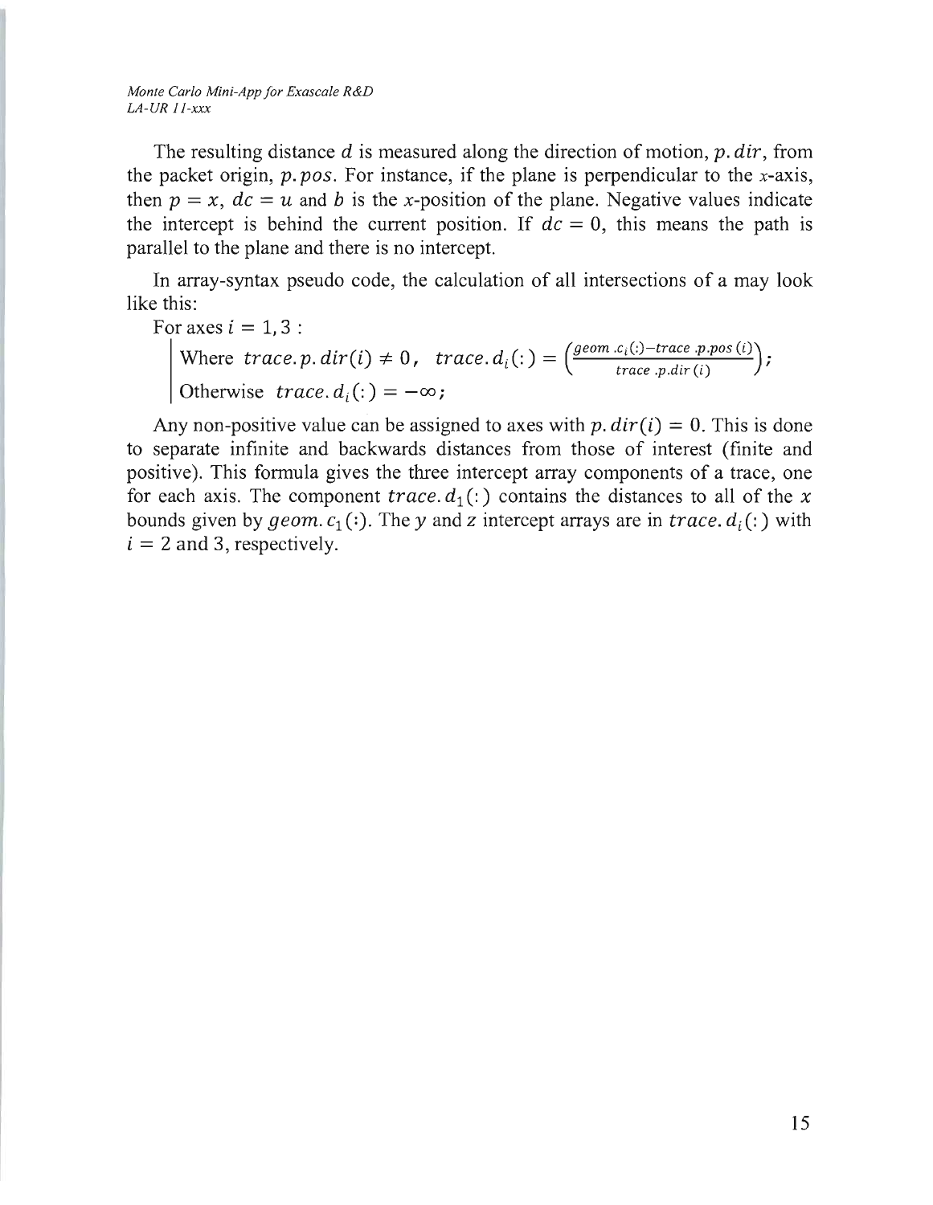The resulting distance $d$ is measured along the direction of motion, $p.dir$, from the packet origin, $p.pos$. For instance, if the plane is perpendicular to the $x$-axis, then $p = x$, $dc = u$ and $b$ is the $x$-position of the plane. Negative values indicate the intercept is behind the current position. If $dc = 0$, this means the path is parallel to the plane and there is no intercept.

In array-syntax pseudo code, the calculation of all intersections of a may look like this:

For axes $i = 1, 3$ :

Where $trace.p.dir(i) \neq 0$, $trace.d_i(:) = \left(\frac{geom.c_i(:) - trace.p.pos(i)}{trace.p.dir(i)}\right)$;

Otherwise $trace.d_i(:) = -\infty$;

Any non-positive value can be assigned to axes with $p.dir(i) = 0$. This is done to separate infinite and backwards distances from those of interest (finite and positive). This formula gives the three intercept array components of a trace, one for each axis. The component $trace.d_1(:)$ contains the distances to all of the $x$ bounds given by $geom.c_1(:)$. The $y$ and $z$ intercept arrays are in $trace.d_i(:)$ with $i = 2$ and 3, respectively.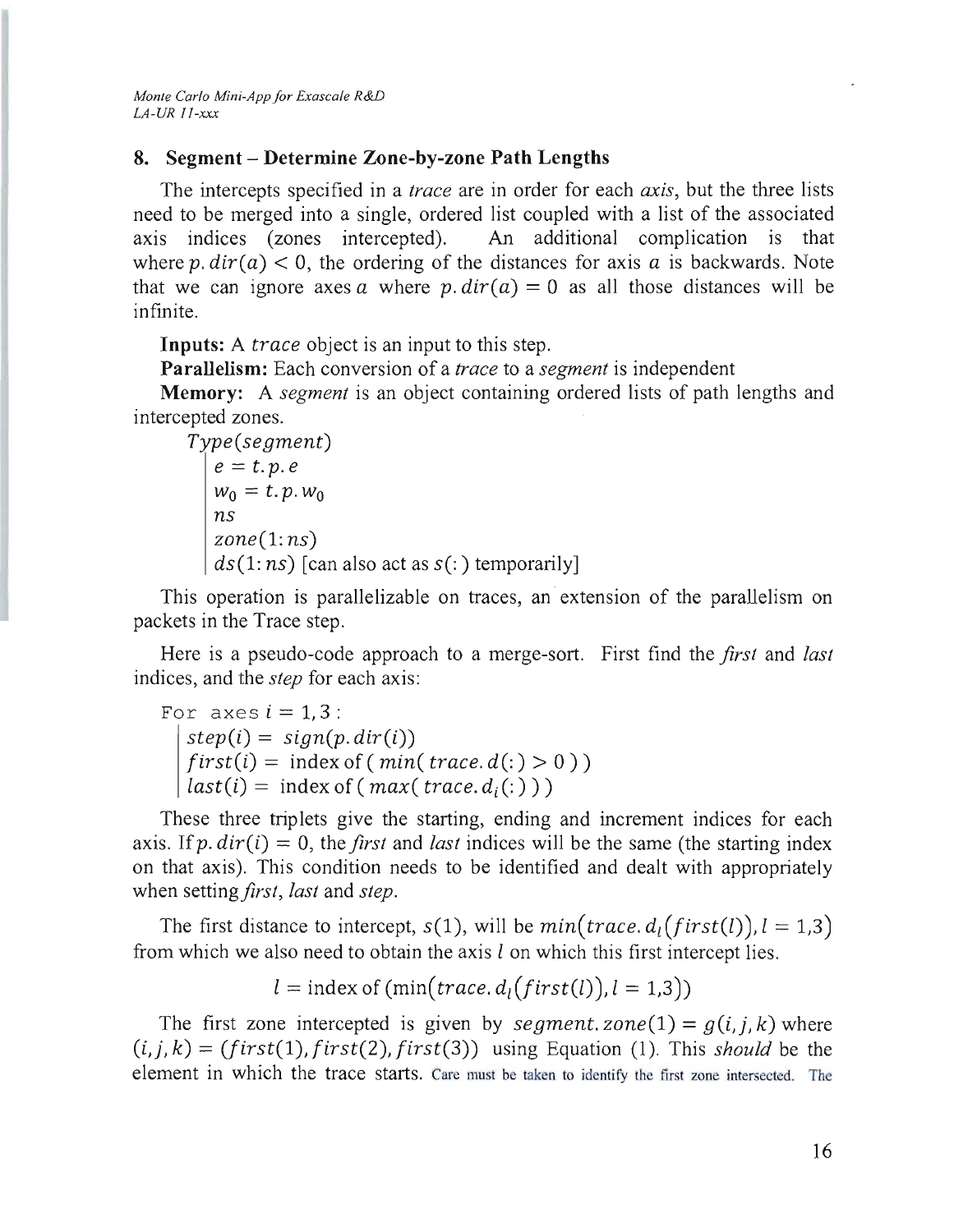## 8. Segment – Determine Zone-by-zone Path Lengths

The intercepts specified in a *trace* are in order for each *axis*, but the three lists need to be merged into a single, ordered list coupled with a list of the associated axis indices (zones intercepted). An additional complication is that where $p.dir(a) < 0$, the ordering of the distances for axis $a$ is backwards. Note that we can ignore axes $a$ where $p.dir(a) = 0$ as all those distances will be infinite.

**Inputs:** A $trace$ object is an input to this step.

**Parallelism:** Each conversion of a *trace* to a *segment* is independent

**Memory:** A *segment* is an object containing ordered lists of path lengths and intercepted zones.

$Type(segment)$

- $e = t.p.e$
- $w_0 = t.p.w_0$
- $ns$
- $zone(1{:}ns)$
- $ds(1{:}ns)$ [can also act as $s(:)$ temporarily]

This operation is parallelizable on traces, an extension of the parallelism on packets in the Trace step.

Here is a pseudo-code approach to a merge-sort. First find the *first* and *last* indices, and the *step* for each axis:

For axes $i = 1,3$ :

- $step(i) = sign(p.dir(i))$
- $first(i) =$ index of ( $min($ $trace.d(:) > 0$ ) )
- $last(i) =$ index of ( $max($ $trace.d_i(:)$ ) )

These three triplets give the starting, ending and increment indices for each axis. If $p.dir(i) = 0$, the *first* and *last* indices will be the same (the starting index on that axis). This condition needs to be identified and dealt with appropriately when setting *first*, *last* and *step*.

The first distance to intercept, $s(1)$, will be $min\big(trace.d_l(first(l)), l = 1{,}3\big)$ from which we also need to obtain the axis $l$ on which this first intercept lies.

$$l = \text{index of } (\min\big(trace.d_l(first(l)), l = 1{,}3\big))$$

The first zone intercepted is given by $segment.zone(1) = g(i,j,k)$ where $(i,j,k) = (first(1), first(2), first(3))$ using Equation (1). This *should* be the element in which the trace starts. Care must be taken to identify the first zone intersected. The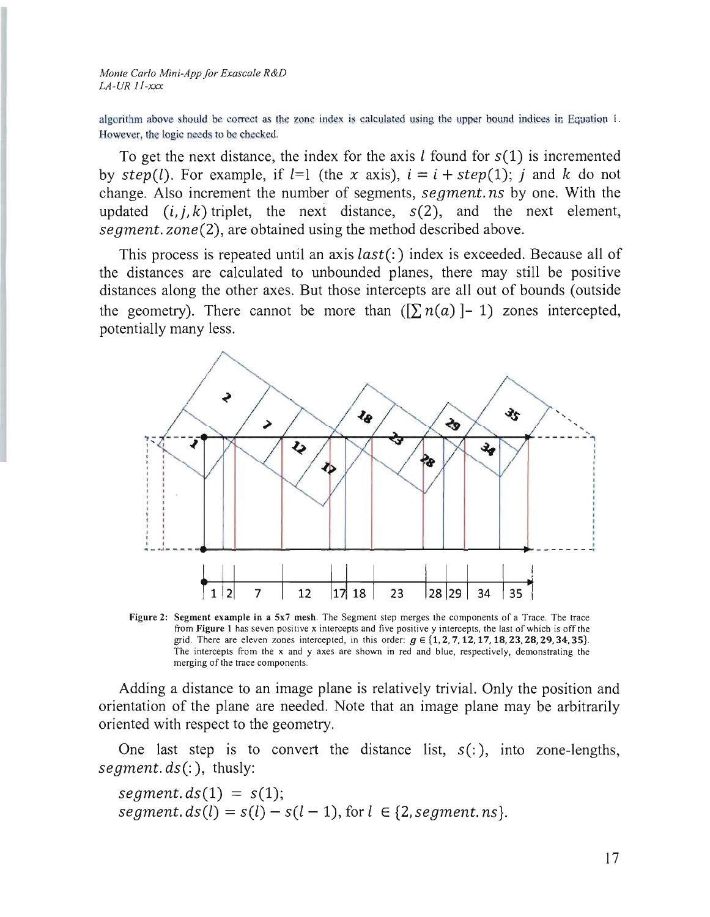algorithm above should be correct as the zone index is calculated using the upper bound indices in Equation 1. However, the logic needs to be checked.

To get the next distance, the index for the axis $l$ found for $s(1)$ is incremented by $step(l)$. For example, if $l$=1 (the $x$ axis), $i = i + step(1)$; $j$ and $k$ do not change. Also increment the number of segments, $segment.ns$ by one. With the updated $(i, j, k)$ triplet, the next distance, $s(2)$, and the next element, $segment.zone(2)$, are obtained using the method described above.

This process is repeated until an axis $last(:)$ index is exceeded. Because all of the distances are calculated to unbounded planes, there may still be positive distances along the other axes. But those intercepts are all out of bounds (outside the geometry). There cannot be more than $([\sum n(a)] - 1)$ zones intercepted, potentially many less.

**Figure 2: Segment example in a 5x7 mesh.** The Segment step merges the components of a Trace. The trace from **Figure 1** has seven positive x intercepts and five positive y intercepts, the last of which is off the grid. There are eleven zones intercepted, in this order: $g \in \{1, 2, 7, 12, 17, 18, 23, 28, 29, 34, 35\}$. The intercepts from the x and y axes are shown in red and blue, respectively, demonstrating the merging of the trace components.

Adding a distance to an image plane is relatively trivial. Only the position and orientation of the plane are needed. Note that an image plane may be arbitrarily oriented with respect to the geometry.

One last step is to convert the distance list, $s(:)$, into zone-lengths, $segment.ds(:)$, thusly:

$segment.ds(1) = s(1)$;
$segment.ds(l) = s(l) - s(l - 1)$, for $l \in \{2, segment.ns\}$.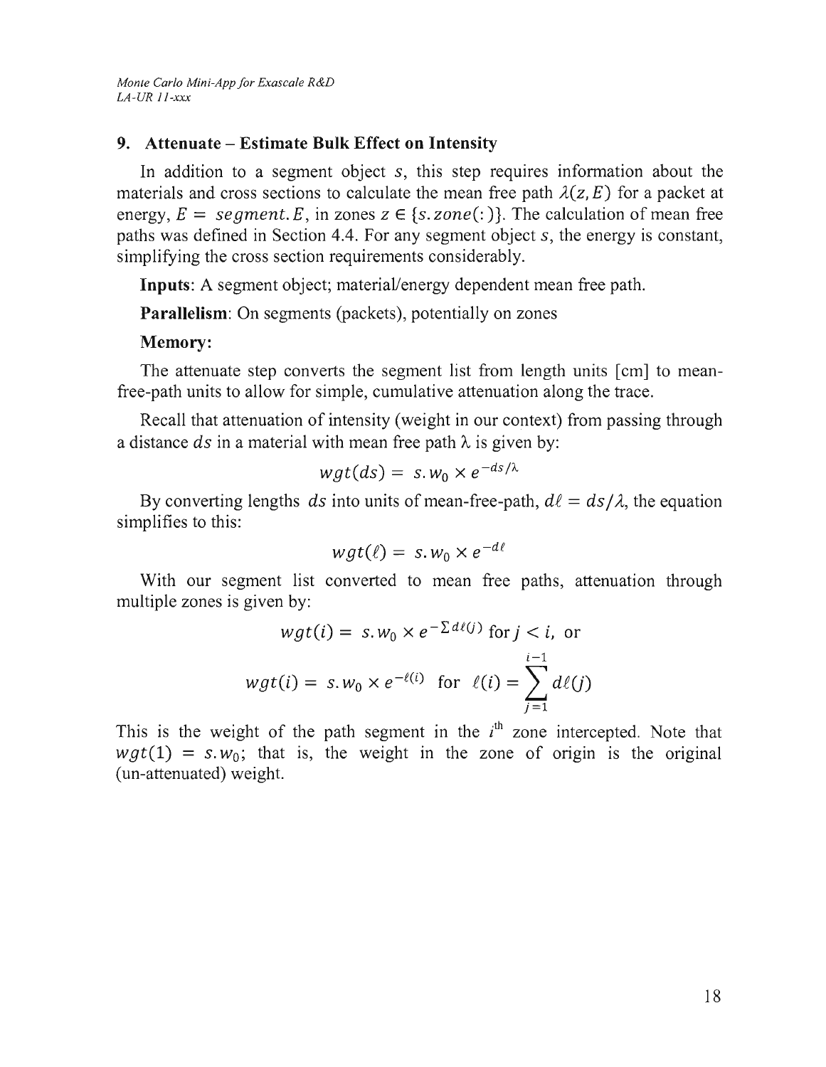## 9. Attenuate – Estimate Bulk Effect on Intensity

In addition to a segment object $s$, this step requires information about the materials and cross sections to calculate the mean free path $\lambda(z, E)$ for a packet at energy, $E = segment.E$, in zones $z \in \{s.zone(:)\}$. The calculation of mean free paths was defined in Section 4.4. For any segment object $s$, the energy is constant, simplifying the cross section requirements considerably.

**Inputs**: A segment object; material/energy dependent mean free path.

**Parallelism**: On segments (packets), potentially on zones

**Memory:**

The attenuate step converts the segment list from length units [cm] to mean-free-path units to allow for simple, cumulative attenuation along the trace.

Recall that attenuation of intensity (weight in our context) from passing through a distance $ds$ in a material with mean free path λ is given by:

$$wgt(ds) = s.w_0 \times e^{-ds/\lambda}$$

By converting lengths $ds$ into units of mean-free-path, $d\ell = ds/\lambda$, the equation simplifies to this:

$$wgt(\ell) = s.w_0 \times e^{-d\ell}$$

With our segment list converted to mean free paths, attenuation through multiple zones is given by:

$$wgt(i) = s.w_0 \times e^{-\sum d\ell(j)} \text{ for } j < i, \text{ or}$$

$$wgt(i) = s.w_0 \times e^{-\ell(i)} \text{ for } \ell(i) = \sum_{j=1}^{i-1} d\ell(j)$$

This is the weight of the path segment in the $i^{th}$ zone intercepted. Note that $wgt(1) = s.w_0$; that is, the weight in the zone of origin is the original (un-attenuated) weight.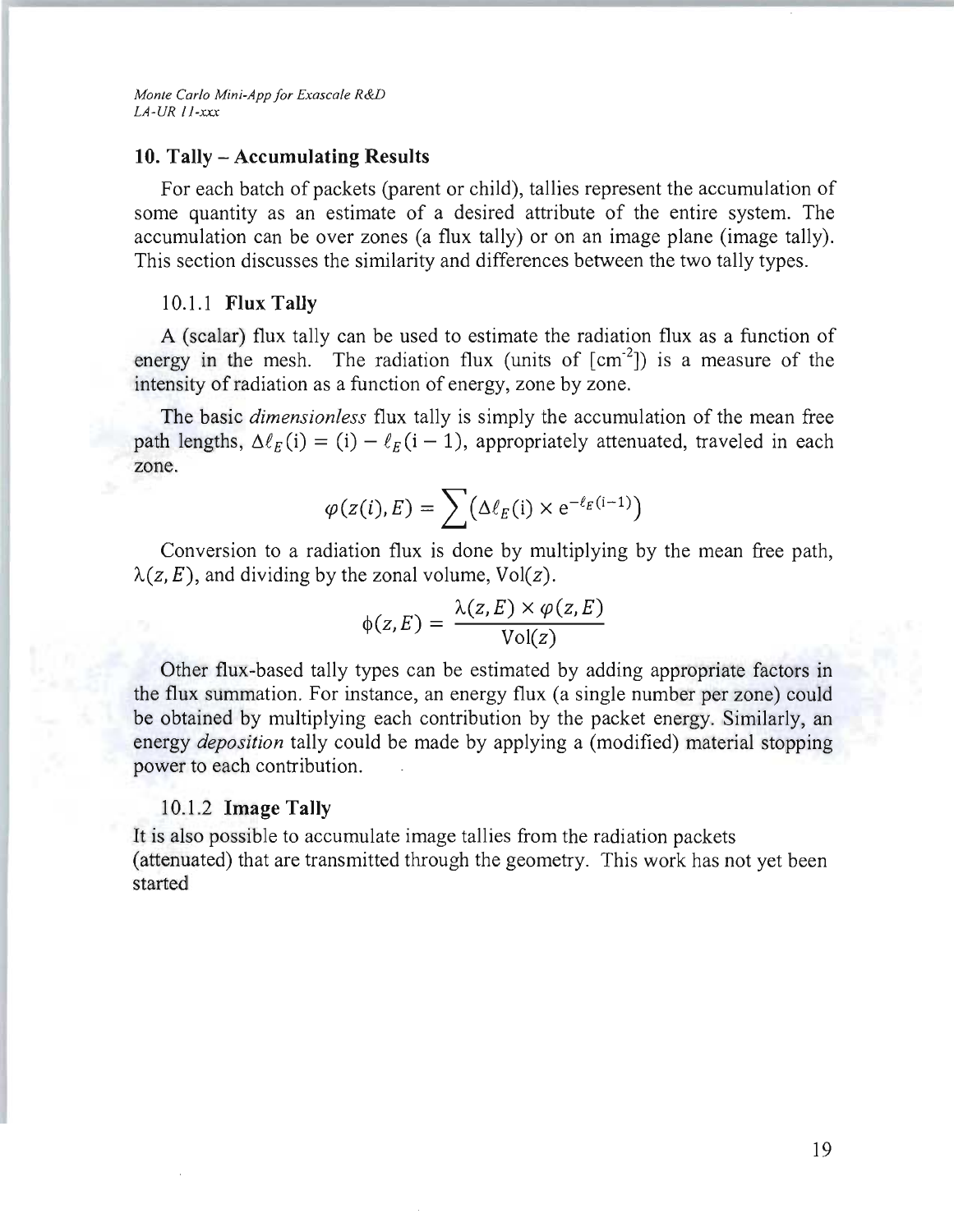## 10. Tally – Accumulating Results

For each batch of packets (parent or child), tallies represent the accumulation of some quantity as an estimate of a desired attribute of the entire system. The accumulation can be over zones (a flux tally) or on an image plane (image tally). This section discusses the similarity and differences between the two tally types.

### 10.1.1 Flux Tally

A (scalar) flux tally can be used to estimate the radiation flux as a function of energy in the mesh. The radiation flux (units of [$cm^{-2}$]) is a measure of the intensity of radiation as a function of energy, zone by zone.

The basic *dimensionless* flux tally is simply the accumulation of the mean free path lengths, $\Delta\ell_E(\mathrm{i}) = (\mathrm{i}) - \ell_E(\mathrm{i}-1)$, appropriately attenuated, traveled in each zone.

$$\varphi(z(i), E) = \sum \left(\Delta\ell_E(\mathrm{i}) \times \mathrm{e}^{-\ell_E(\mathrm{i}-1)}\right)$$

Conversion to a radiation flux is done by multiplying by the mean free path, $\lambda(z, E)$, and dividing by the zonal volume, $\mathrm{Vol}(z)$.

$$\phi(z, E) = \frac{\lambda(z, E) \times \varphi(z, E)}{\mathrm{Vol}(z)}$$

Other flux-based tally types can be estimated by adding appropriate factors in the flux summation. For instance, an energy flux (a single number per zone) could be obtained by multiplying each contribution by the packet energy. Similarly, an energy *deposition* tally could be made by applying a (modified) material stopping power to each contribution.

### 10.1.2 Image Tally

It is also possible to accumulate image tallies from the radiation packets (attenuated) that are transmitted through the geometry. This work has not yet been started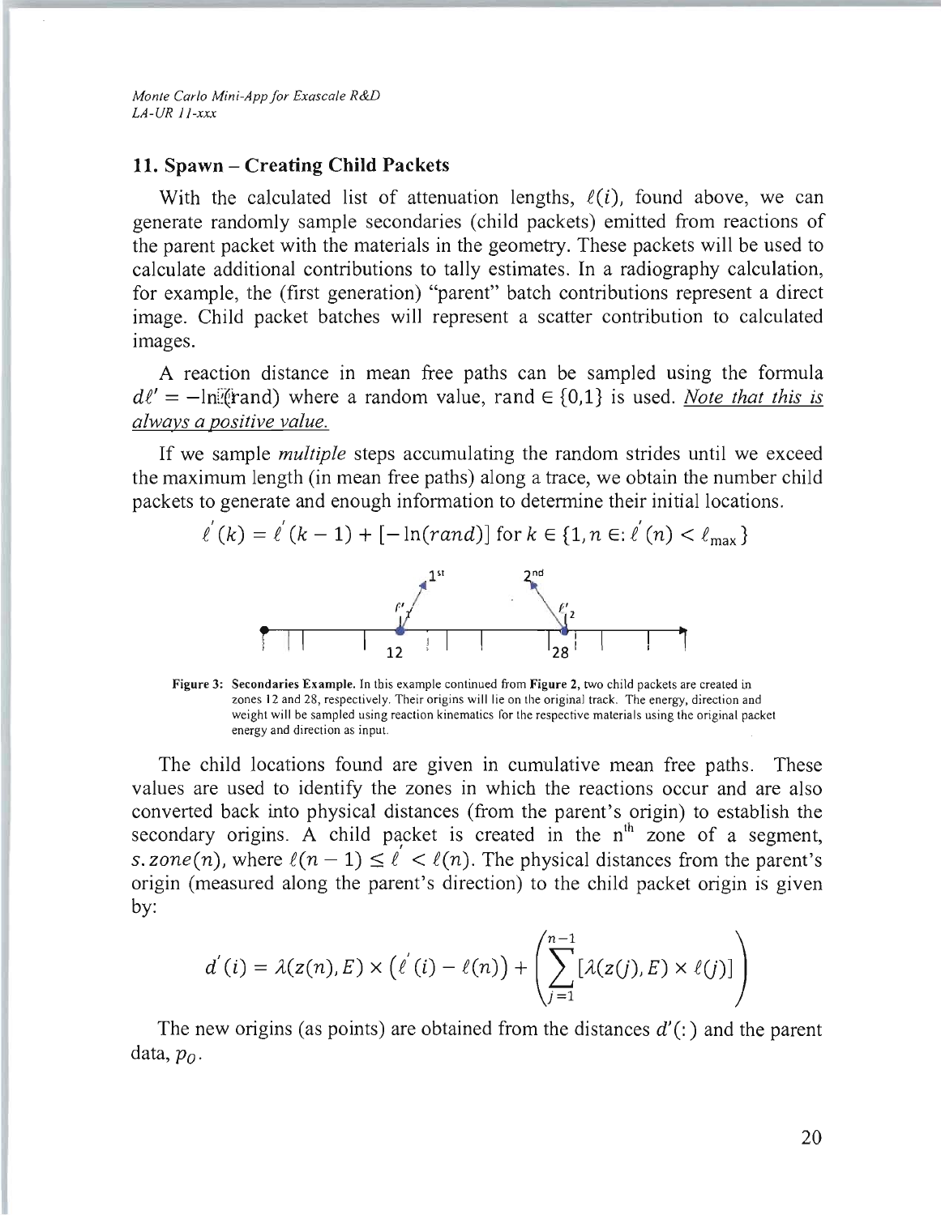## 11. Spawn – Creating Child Packets

With the calculated list of attenuation lengths, $\ell(i)$, found above, we can generate randomly sample secondaries (child packets) emitted from reactions of the parent packet with the materials in the geometry. These packets will be used to calculate additional contributions to tally estimates. In a radiography calculation, for example, the (first generation) "parent" batch contributions represent a direct image. Child packet batches will represent a scatter contribution to calculated images.

A reaction distance in mean free paths can be sampled using the formula $d\ell' = -\ln(rand)$ where a random value, rand $\in \{0,1\}$ is used. *Note that this is always a positive value.*

If we sample *multiple* steps accumulating the random strides until we exceed the maximum length (in mean free paths) along a trace, we obtain the number child packets to generate and enough information to determine their initial locations.

$$\ell'(k) = \ell'(k-1) + [-\ln(rand)] \text{ for } k \in \{1, n \in: \ell'(n) < \ell_{\max}\}$$

**Figure 3: Secondaries Example.** In this example continued from **Figure 2**, two child packets are created in zones 12 and 28, respectively. Their origins will lie on the original track. The energy, direction and weight will be sampled using reaction kinematics for the respective materials using the original packet energy and direction as input.

The child locations found are given in cumulative mean free paths. These values are used to identify the zones in which the reactions occur and are also converted back into physical distances (from the parent's origin) to establish the secondary origins. A child packet is created in the n[th] zone of a segment, $s.zone(n)$, where $\ell(n-1) \leq \ell' < \ell(n)$. The physical distances from the parent's origin (measured along the parent's direction) to the child packet origin is given by:

$$d'(i) = \lambda(z(n), E) \times \left(\ell'(i) - \ell(n)\right) + \left(\sum_{j=1}^{n-1} [\lambda(z(j), E) \times \ell(j)]\right)$$

The new origins (as points) are obtained from the distances $d'(:)$ and the parent data, $p_O$.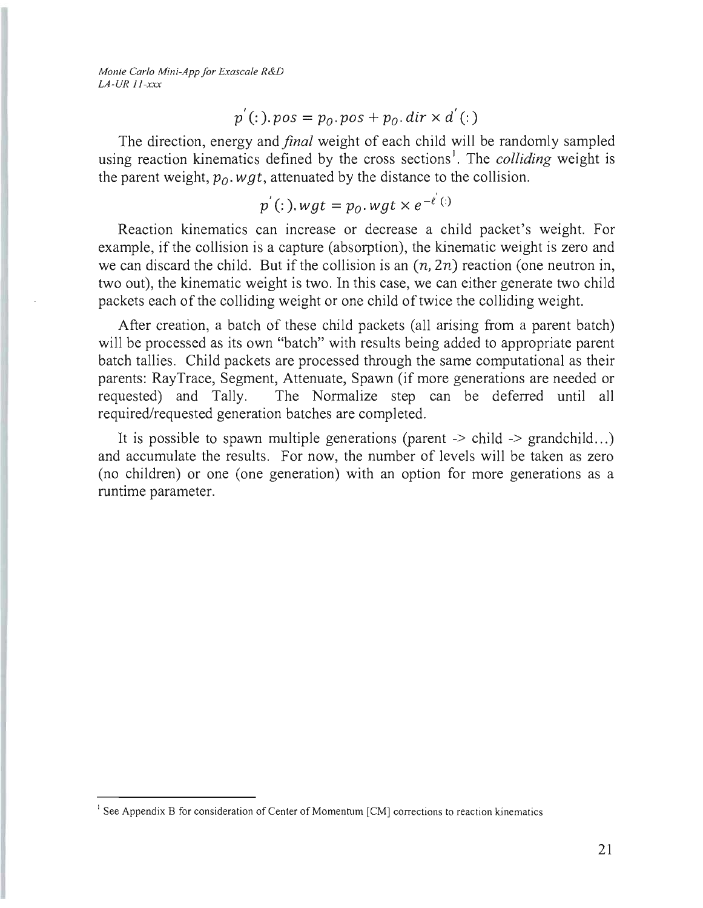$$p'(:).pos = p_0.pos + p_0.dir \times d'(:)$$

The direction, energy and *final* weight of each child will be randomly sampled using reaction kinematics defined by the cross sections[1]. The *colliding* weight is the parent weight, $p_0.wgt$, attenuated by the distance to the collision.

$$p'(:).wgt = p_0.wgt \times e^{-\ell'(:)}$$

Reaction kinematics can increase or decrease a child packet's weight. For example, if the collision is a capture (absorption), the kinematic weight is zero and we can discard the child. But if the collision is an $(n, 2n)$ reaction (one neutron in, two out), the kinematic weight is two. In this case, we can either generate two child packets each of the colliding weight or one child of twice the colliding weight.

After creation, a batch of these child packets (all arising from a parent batch) will be processed as its own "batch" with results being added to appropriate parent batch tallies. Child packets are processed through the same computational as their parents: RayTrace, Segment, Attenuate, Spawn (if more generations are needed or requested) and Tally. The Normalize step can be deferred until all required/requested generation batches are completed.

It is possible to spawn multiple generations (parent -> child -> grandchild...) and accumulate the results. For now, the number of levels will be taken as zero (no children) or one (one generation) with an option for more generations as a runtime parameter.

---

[1] See Appendix B for consideration of Center of Momentum [CM] corrections to reaction kinematics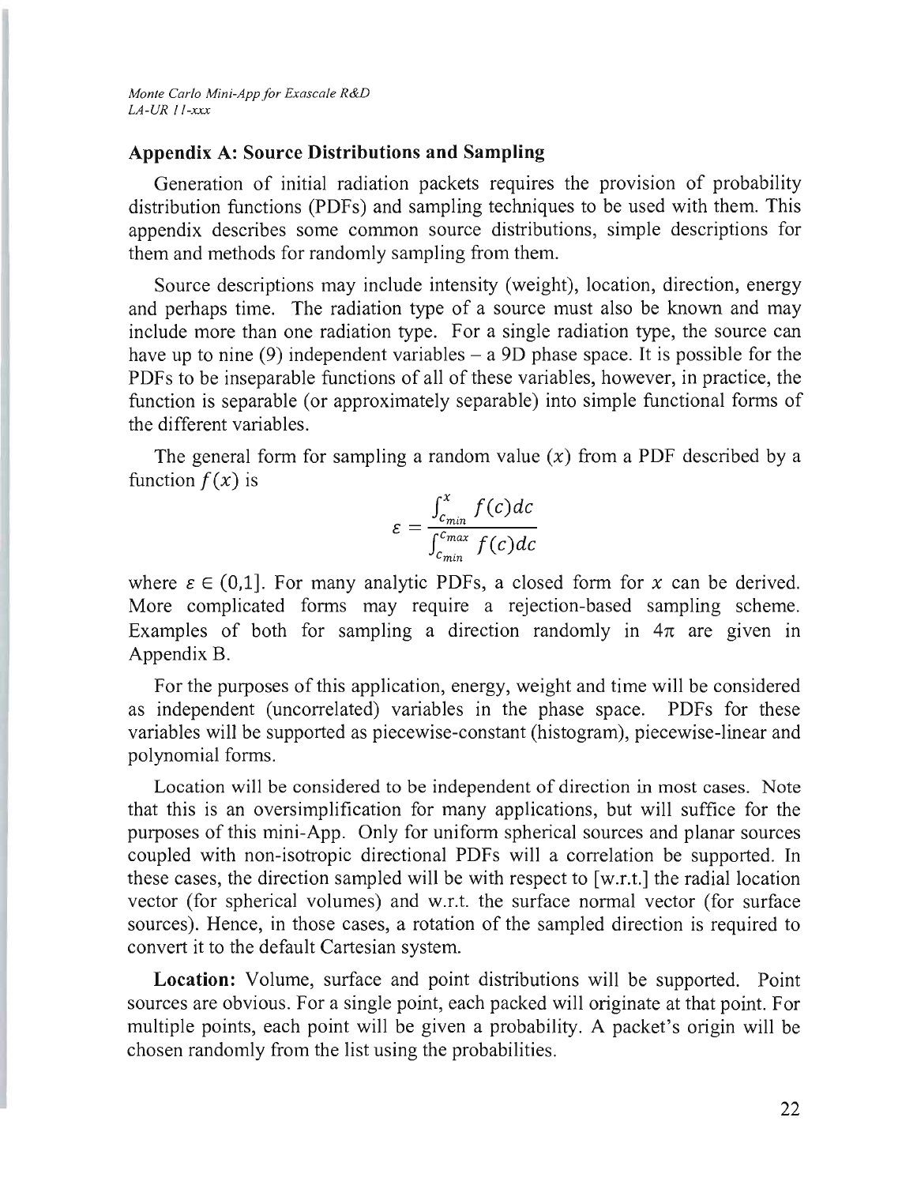## Appendix A: Source Distributions and Sampling

Generation of initial radiation packets requires the provision of probability distribution functions (PDFs) and sampling techniques to be used with them. This appendix describes some common source distributions, simple descriptions for them and methods for randomly sampling from them.

Source descriptions may include intensity (weight), location, direction, energy and perhaps time. The radiation type of a source must also be known and may include more than one radiation type. For a single radiation type, the source can have up to nine (9) independent variables – a 9D phase space. It is possible for the PDFs to be inseparable functions of all of these variables, however, in practice, the function is separable (or approximately separable) into simple functional forms of the different variables.

The general form for sampling a random value ($x$) from a PDF described by a function $f(x)$ is

$$\varepsilon = \frac{\int_{c_{min}}^{x} f(c)dc}{\int_{c_{min}}^{c_{max}} f(c)dc}$$

where $\varepsilon \in (0,1]$. For many analytic PDFs, a closed form for $x$ can be derived. More complicated forms may require a rejection-based sampling scheme. Examples of both for sampling a direction randomly in $4\pi$ are given in Appendix B.

For the purposes of this application, energy, weight and time will be considered as independent (uncorrelated) variables in the phase space. PDFs for these variables will be supported as piecewise-constant (histogram), piecewise-linear and polynomial forms.

Location will be considered to be independent of direction in most cases. Note that this is an oversimplification for many applications, but will suffice for the purposes of this mini-App. Only for uniform spherical sources and planar sources coupled with non-isotropic directional PDFs will a correlation be supported. In these cases, the direction sampled will be with respect to [w.r.t.] the radial location vector (for spherical volumes) and w.r.t. the surface normal vector (for surface sources). Hence, in those cases, a rotation of the sampled direction is required to convert it to the default Cartesian system.

**Location:** Volume, surface and point distributions will be supported. Point sources are obvious. For a single point, each packed will originate at that point. For multiple points, each point will be given a probability. A packet's origin will be chosen randomly from the list using the probabilities.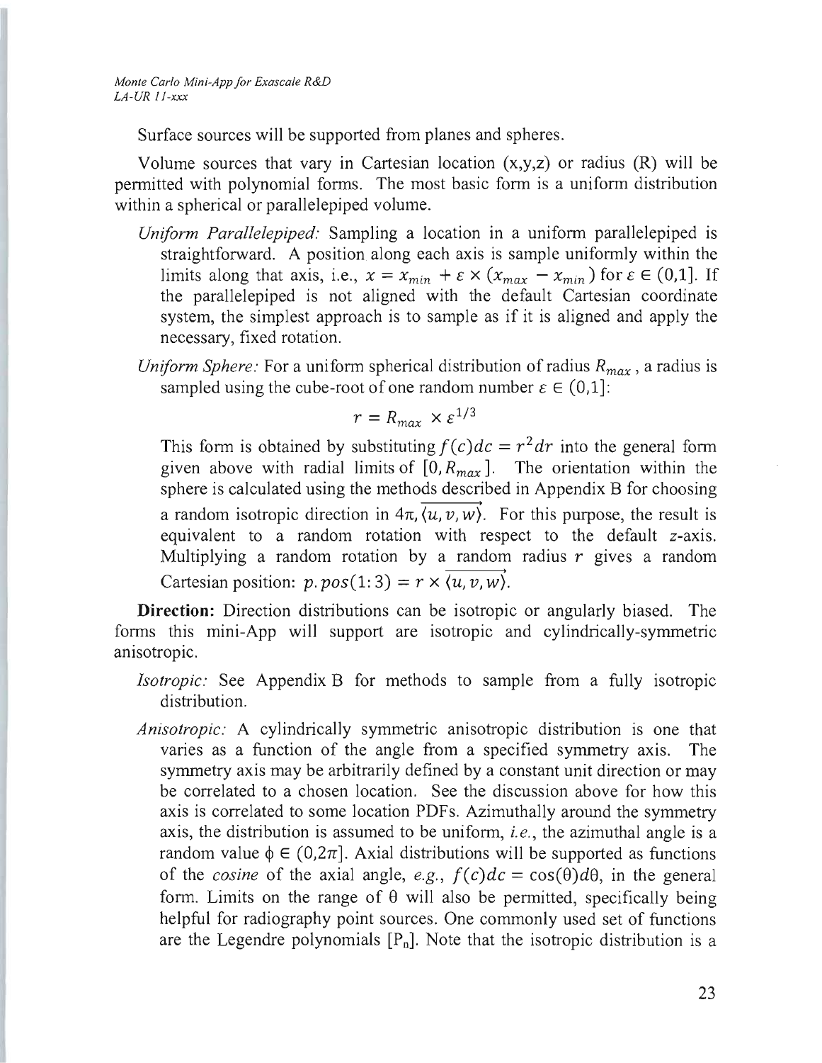Surface sources will be supported from planes and spheres.

Volume sources that vary in Cartesian location (x,y,z) or radius (R) will be permitted with polynomial forms. The most basic form is a uniform distribution within a spherical or parallelepiped volume.

*Uniform Parallelepiped:* Sampling a location in a uniform parallelepiped is straightforward. A position along each axis is sample uniformly within the limits along that axis, i.e., $x = x_{min} + \varepsilon \times (x_{max} - x_{min})$ for $\varepsilon \in (0,1]$. If the parallelepiped is not aligned with the default Cartesian coordinate system, the simplest approach is to sample as if it is aligned and apply the necessary, fixed rotation.

*Uniform Sphere:* For a uniform spherical distribution of radius $R_{max}$, a radius is sampled using the cube-root of one random number $\varepsilon \in (0,1]$:

$$r = R_{max} \times \varepsilon^{1/3}$$

This form is obtained by substituting $f(c)dc = r^2 dr$ into the general form given above with radial limits of $[0, R_{max}]$. The orientation within the sphere is calculated using the methods described in Appendix B for choosing a random isotropic direction in $4\pi, \overrightarrow{\langle u, v, w \rangle}$. For this purpose, the result is equivalent to a random rotation with respect to the default *z*-axis. Multiplying a random rotation by a random radius $r$ gives a random Cartesian position: $p.pos(1{:}3) = r \times \overrightarrow{\langle u, v, w \rangle}$.

**Direction:** Direction distributions can be isotropic or angularly biased. The forms this mini-App will support are isotropic and cylindrically-symmetric anisotropic.

*Isotropic:* See Appendix B for methods to sample from a fully isotropic distribution.

*Anisotropic:* A cylindrically symmetric anisotropic distribution is one that varies as a function of the angle from a specified symmetry axis. The symmetry axis may be arbitrarily defined by a constant unit direction or may be correlated to a chosen location. See the discussion above for how this axis is correlated to some location PDFs. Azimuthally around the symmetry axis, the distribution is assumed to be uniform, *i.e.*, the azimuthal angle is a random value $\phi \in (0, 2\pi]$. Axial distributions will be supported as functions of the *cosine* of the axial angle, *e.g.*, $f(c)dc = \cos(\theta)d\theta$, in the general form. Limits on the range of $\theta$ will also be permitted, specifically being helpful for radiography point sources. One commonly used set of functions are the Legendre polynomials $[P_n]$. Note that the isotropic distribution is a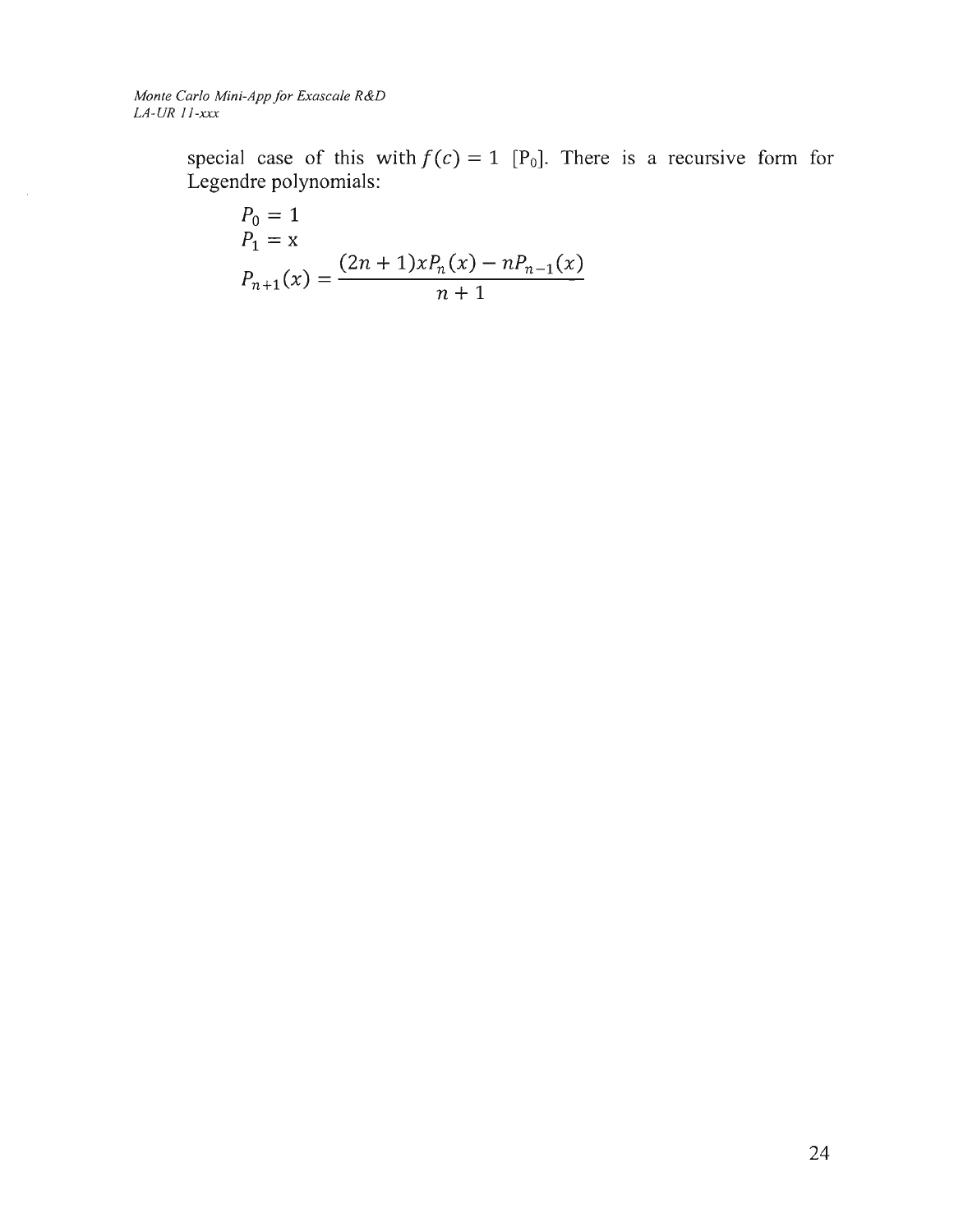special case of this with $f(c) = 1$ [$P_0$]. There is a recursive form for Legendre polynomials:

$$P_0 = 1$$

$$P_1 = \text{x}$$

$$P_{n+1}(x) = \frac{(2n+1)xP_n(x) - nP_{n-1}(x)}{n+1}$$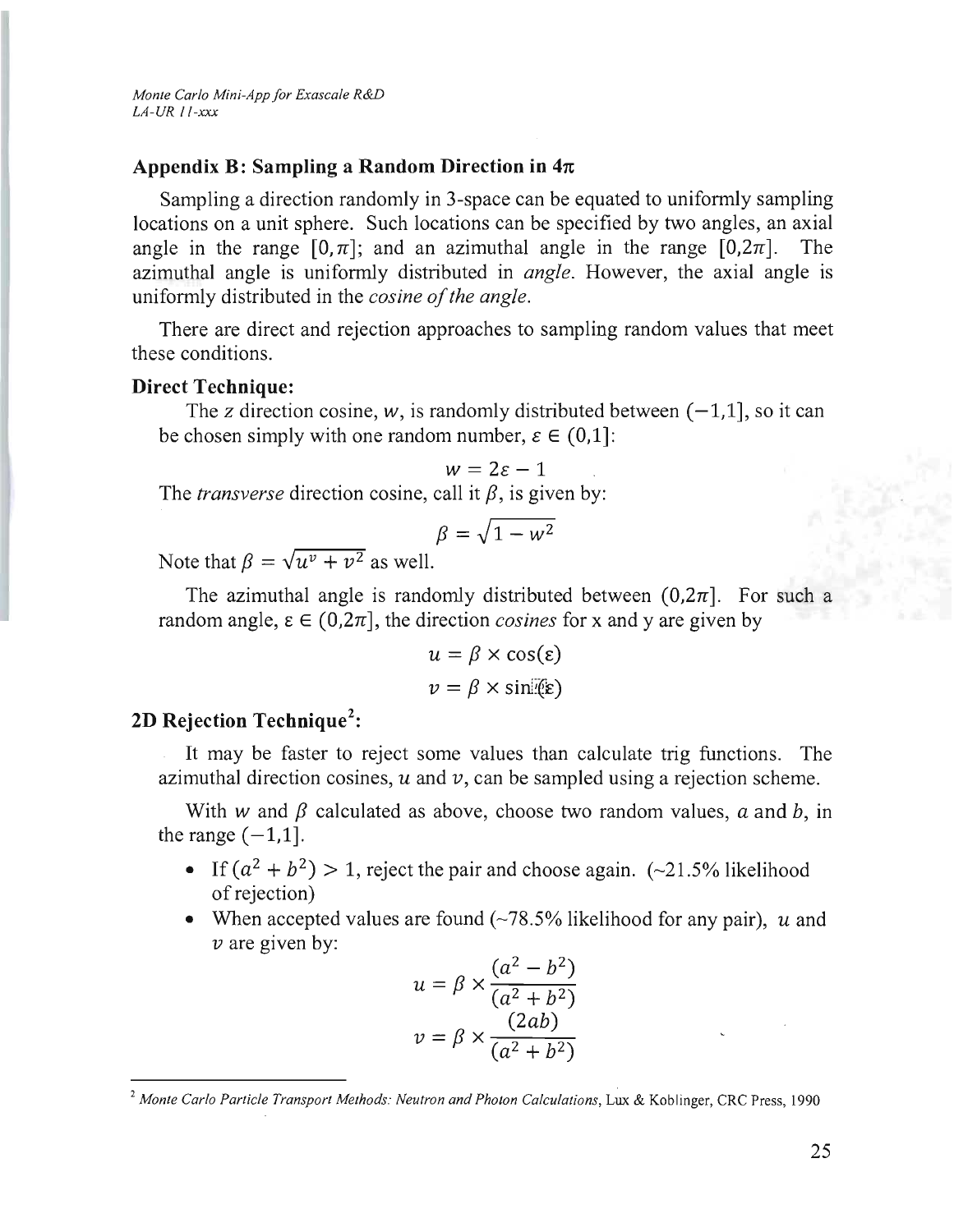## Appendix B: Sampling a Random Direction in 4π

Sampling a direction randomly in 3-space can be equated to uniformly sampling locations on a unit sphere. Such locations can be specified by two angles, an axial angle in the range $[0,\pi]$; and an azimuthal angle in the range $[0,2\pi]$. The azimuthal angle is uniformly distributed in *angle*. However, the axial angle is uniformly distributed in the *cosine of the angle*.

There are direct and rejection approaches to sampling random values that meet these conditions.

### Direct Technique:

The z direction cosine, $w$, is randomly distributed between $(-1,1]$, so it can be chosen simply with one random number, $\varepsilon \in (0,1]$:

$$w = 2\varepsilon - 1$$

The *transverse* direction cosine, call it $\beta$, is given by:

$$\beta = \sqrt{1 - w^2}$$

Note that $\beta = \sqrt{u^v + v^2}$ as well.

The azimuthal angle is randomly distributed between $(0,2\pi]$. For such a random angle, $\varepsilon \in (0,2\pi]$, the direction *cosines* for x and y are given by

$$u = \beta \times \cos(\varepsilon)$$

$$v = \beta \times \sin(\varepsilon)$$

### 2D Rejection Technique[2]:

It may be faster to reject some values than calculate trig functions. The azimuthal direction cosines, $u$ and $v$, can be sampled using a rejection scheme.

With $w$ and $\beta$ calculated as above, choose two random values, $a$ and $b$, in the range $(-1,1]$.

- If $(a^2 + b^2) > 1$, reject the pair and choose again. (~21.5% likelihood of rejection)
- When accepted values are found (~78.5% likelihood for any pair), $u$ and $v$ are given by:

$$u = \beta \times \frac{(a^2 - b^2)}{(a^2 + b^2)}$$

$$v = \beta \times \frac{(2ab)}{(a^2 + b^2)}$$

---

[2] *Monte Carlo Particle Transport Methods: Neutron and Photon Calculations*, Lux & Koblinger, CRC Press, 1990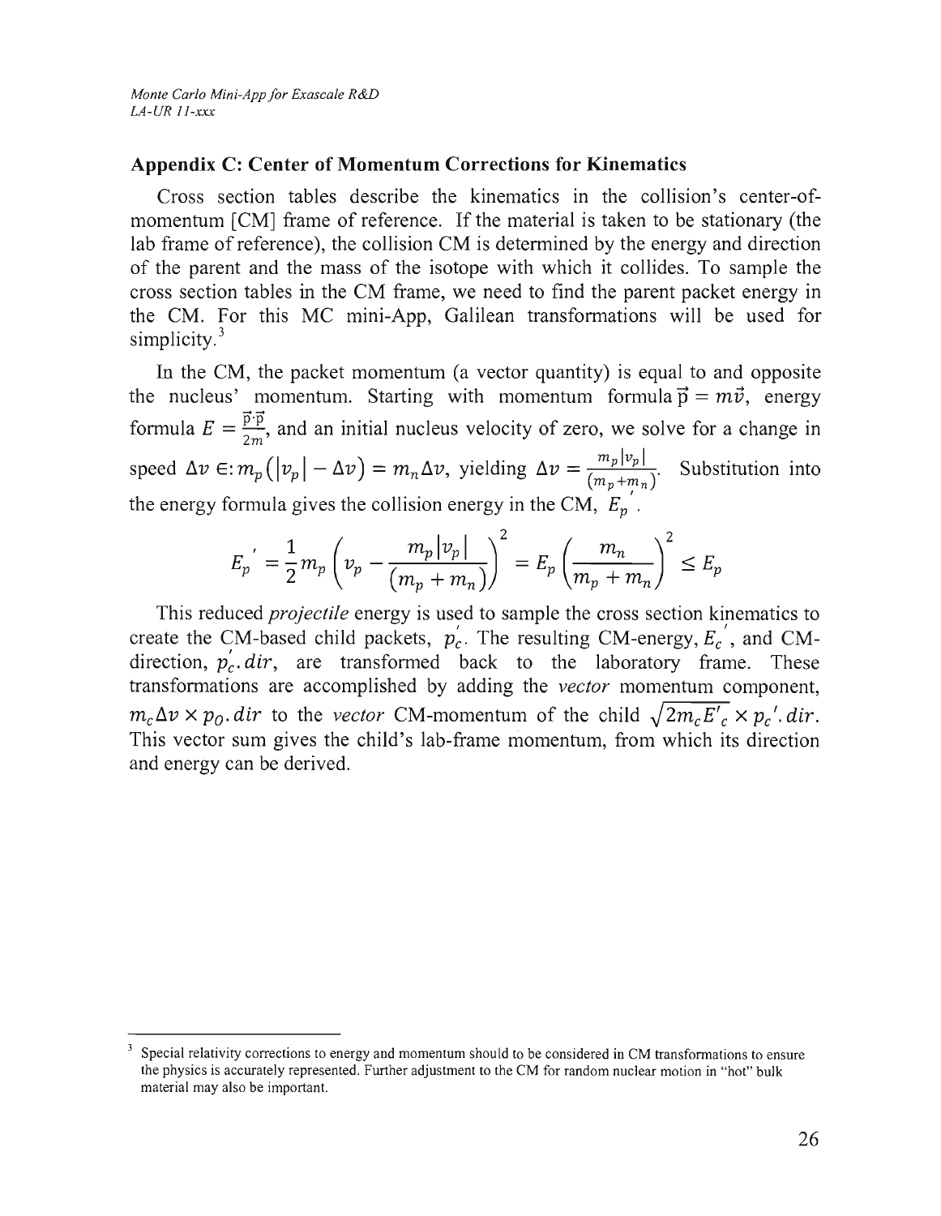## Appendix C: Center of Momentum Corrections for Kinematics

Cross section tables describe the kinematics in the collision's center-of-momentum [CM] frame of reference. If the material is taken to be stationary (the lab frame of reference), the collision CM is determined by the energy and direction of the parent and the mass of the isotope with which it collides. To sample the cross section tables in the CM frame, we need to find the parent packet energy in the CM. For this MC mini-App, Galilean transformations will be used for simplicity.[3]

In the CM, the packet momentum (a vector quantity) is equal to and opposite the nucleus' momentum. Starting with momentum formula $\vec{p} = m\vec{v}$, energy formula $E = \frac{\vec{p} \cdot \vec{p}}{2m}$, and an initial nucleus velocity of zero, we solve for a change in speed $\Delta v \in : m_p(|v_p| - \Delta v) = m_n \Delta v$, yielding $\Delta v = \frac{m_p |v_p|}{(m_p + m_n)}$. Substitution into the energy formula gives the collision energy in the CM, $E_p{}'$.

$$E_p{}' = \frac{1}{2} m_p \left( v_p - \frac{m_p |v_p|}{(m_p + m_n)} \right)^2 = E_p \left( \frac{m_n}{m_p + m_n} \right)^2 \leq E_p$$

This reduced *projectile* energy is used to sample the cross section kinematics to create the CM-based child packets, $p_c'$. The resulting CM-energy, $E_c{}'$, and CM-direction, $p_c'.dir$, are transformed back to the laboratory frame. These transformations are accomplished by adding the *vector* momentum component, $m_c \Delta v \times p_O.dir$ to the *vector* CM-momentum of the child $\sqrt{2 m_c E'_c} \times p_c'.dir$. This vector sum gives the child's lab-frame momentum, from which its direction and energy can be derived.

---

[3] Special relativity corrections to energy and momentum should to be considered in CM transformations to ensure the physics is accurately represented. Further adjustment to the CM for random nuclear motion in "hot" bulk material may also be important.